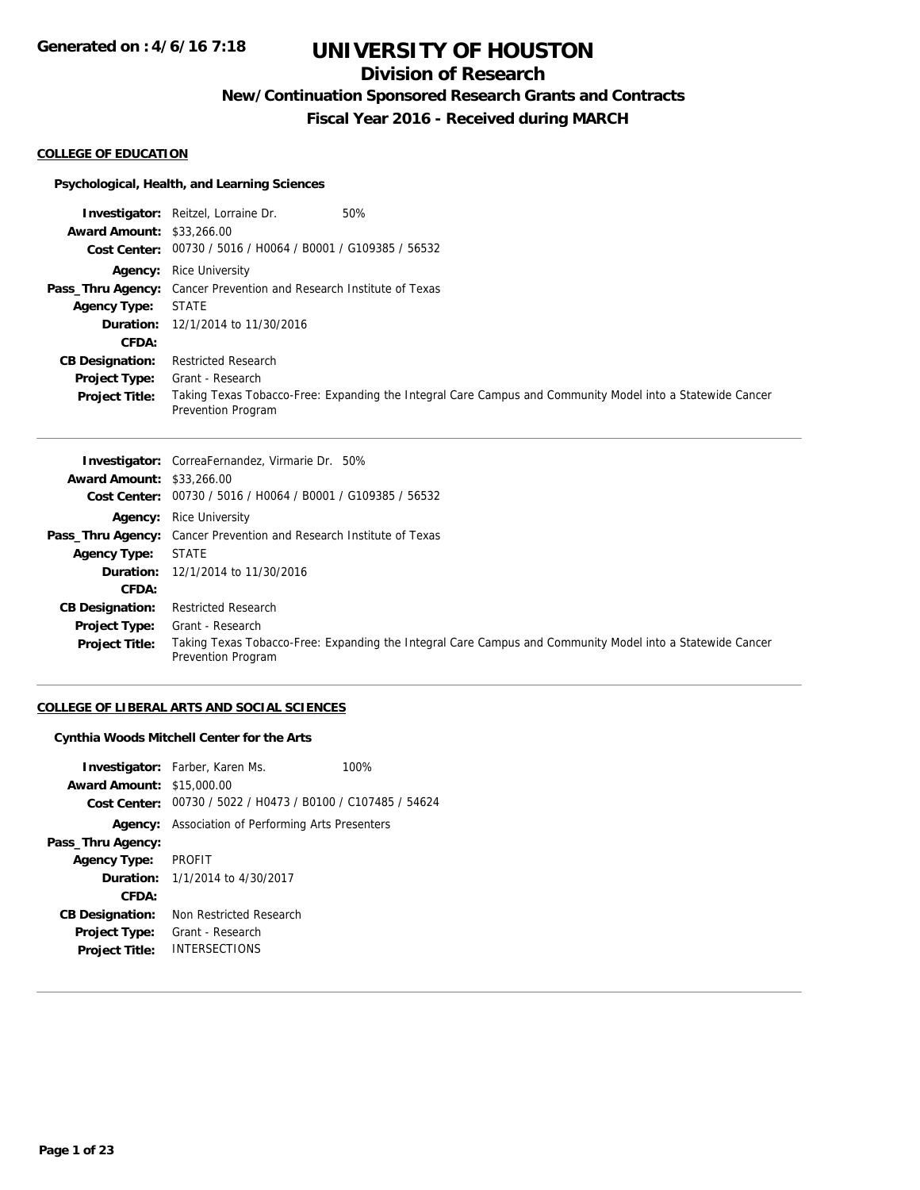Generated on : 4/6/16 7:18

# UNIVERSITY OF HOUSTON

## Division of Research

### New/Continuation Sponsored Research Grants and Contracts

### Fiscal Year 2016 - Received during MARCH

**COLLEGE OF EDUCATION**

**Psychological, Health, and Learning Sciences**

**Investigator:** Reitzel, Lorraine Dr. 50%
**Award Amount:** $33,266.00
**Cost Center:** 00730 / 5016 / H0064 / B0001 / G109385 / 56532
**Agency:** Rice University
**Pass_Thru Agency:** Cancer Prevention and Research Institute of Texas
**Agency Type:** STATE
**Duration:** 12/1/2014 to 11/30/2016
**CFDA:**
**CB Designation:** Restricted Research
**Project Type:** Grant - Research
**Project Title:** Taking Texas Tobacco-Free: Expanding the Integral Care Campus and Community Model into a Statewide Cancer Prevention Program

---

**Investigator:** CorreaFernandez, Virmarie Dr. 50%
**Award Amount:** $33,266.00
**Cost Center:** 00730 / 5016 / H0064 / B0001 / G109385 / 56532
**Agency:** Rice University
**Pass_Thru Agency:** Cancer Prevention and Research Institute of Texas
**Agency Type:** STATE
**Duration:** 12/1/2014 to 11/30/2016
**CFDA:**
**CB Designation:** Restricted Research
**Project Type:** Grant - Research
**Project Title:** Taking Texas Tobacco-Free: Expanding the Integral Care Campus and Community Model into a Statewide Cancer Prevention Program

---

**COLLEGE OF LIBERAL ARTS AND SOCIAL SCIENCES**

**Cynthia Woods Mitchell Center for the Arts**

**Investigator:** Farber, Karen Ms. 100%
**Award Amount:** $15,000.00
**Cost Center:** 00730 / 5022 / H0473 / B0100 / C107485 / 54624
**Agency:** Association of Performing Arts Presenters
**Pass_Thru Agency:**
**Agency Type:** PROFIT
**Duration:** 1/1/2014 to 4/30/2017
**CFDA:**
**CB Designation:** Non Restricted Research
**Project Type:** Grant - Research
**Project Title:** INTERSECTIONS

---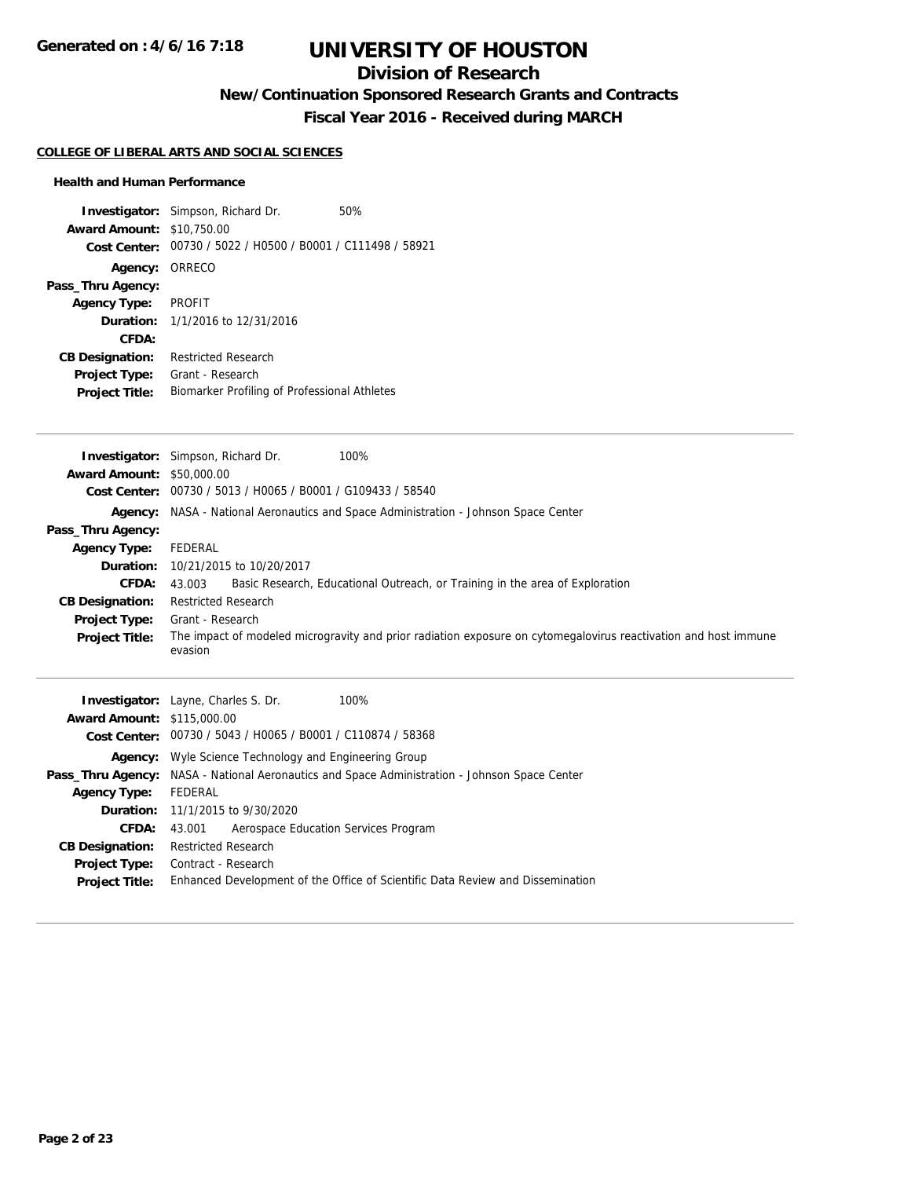# UNIVERSITY OF HOUSTON

## Division of Research

### New/Continuation Sponsored Research Grants and Contracts

### Fiscal Year 2016 - Received during MARCH

**COLLEGE OF LIBERAL ARTS AND SOCIAL SCIENCES**

**Health and Human Performance**

**Investigator:** Simpson, Richard Dr. 50%
**Award Amount:** $10,750.00
**Cost Center:** 00730 / 5022 / H0500 / B0001 / C111498 / 58921
**Agency:** ORRECO
**Pass_Thru Agency:**
**Agency Type:** PROFIT
**Duration:** 1/1/2016 to 12/31/2016
**CFDA:**
**CB Designation:** Restricted Research
**Project Type:** Grant - Research
**Project Title:** Biomarker Profiling of Professional Athletes

---

**Investigator:** Simpson, Richard Dr. 100%
**Award Amount:** $50,000.00
**Cost Center:** 00730 / 5013 / H0065 / B0001 / G109433 / 58540
**Agency:** NASA - National Aeronautics and Space Administration - Johnson Space Center
**Pass_Thru Agency:**
**Agency Type:** FEDERAL
**Duration:** 10/21/2015 to 10/20/2017
**CFDA:** 43.003 Basic Research, Educational Outreach, or Training in the area of Exploration
**CB Designation:** Restricted Research
**Project Type:** Grant - Research
**Project Title:** The impact of modeled microgravity and prior radiation exposure on cytomegalovirus reactivation and host immune evasion

---

**Investigator:** Layne, Charles S. Dr. 100%
**Award Amount:** $115,000.00
**Cost Center:** 00730 / 5043 / H0065 / B0001 / C110874 / 58368
**Agency:** Wyle Science Technology and Engineering Group
**Pass_Thru Agency:** NASA - National Aeronautics and Space Administration - Johnson Space Center
**Agency Type:** FEDERAL
**Duration:** 11/1/2015 to 9/30/2020
**CFDA:** 43.001 Aerospace Education Services Program
**CB Designation:** Restricted Research
**Project Type:** Contract - Research
**Project Title:** Enhanced Development of the Office of Scientific Data Review and Dissemination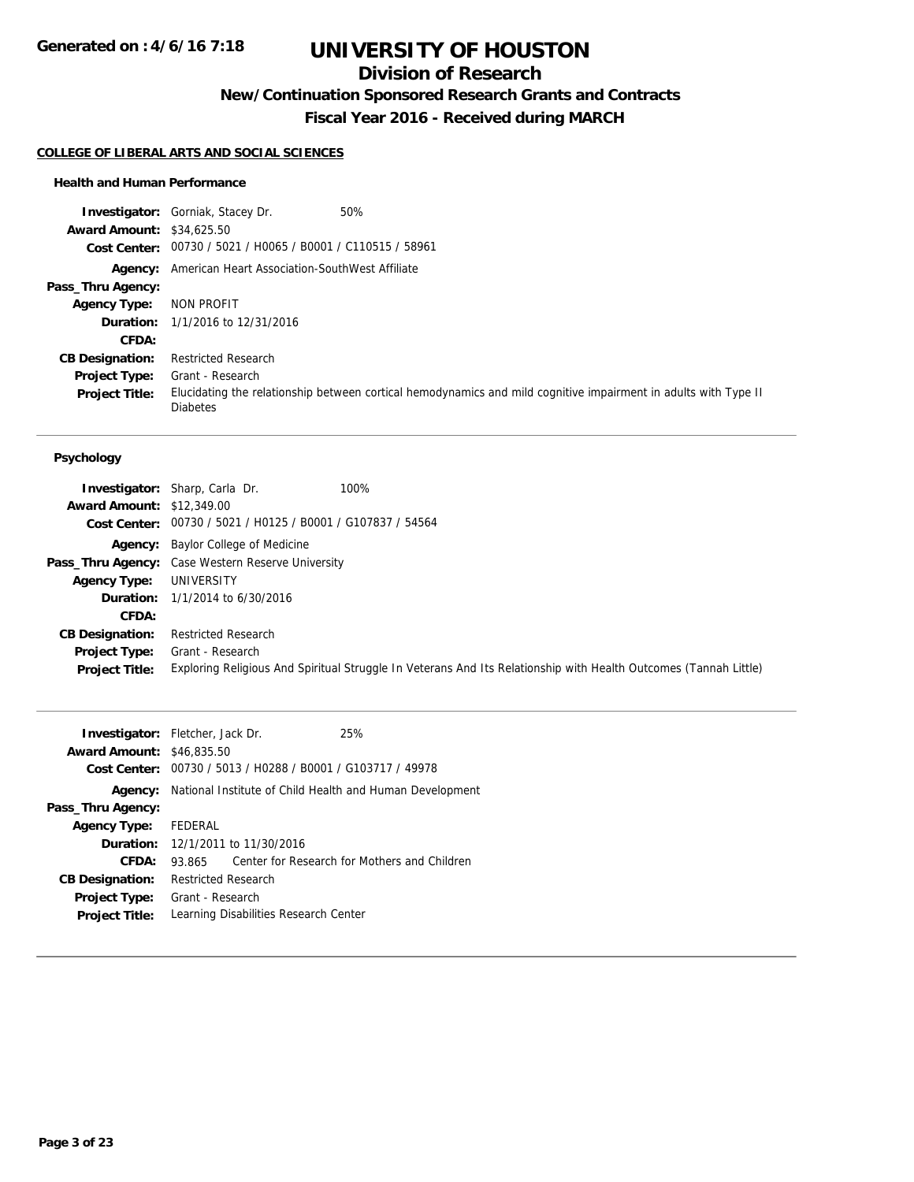# UNIVERSITY OF HOUSTON

## Division of Research

### New/Continuation Sponsored Research Grants and Contracts

### Fiscal Year 2016 - Received during MARCH

**Generated on : 4/6/16 7:18**

#### COLLEGE OF LIBERAL ARTS AND SOCIAL SCIENCES

##### Health and Human Performance

**Investigator:** Gorniak, Stacey Dr. 50%
**Award Amount:** $34,625.50
**Cost Center:** 00730 / 5021 / H0065 / B0001 / C110515 / 58961
**Agency:** American Heart Association-SouthWest Affiliate
**Pass_Thru Agency:**
**Agency Type:** NON PROFIT
**Duration:** 1/1/2016 to 12/31/2016
**CFDA:**
**CB Designation:** Restricted Research
**Project Type:** Grant - Research
**Project Title:** Elucidating the relationship between cortical hemodynamics and mild cognitive impairment in adults with Type II Diabetes

---

##### Psychology

**Investigator:** Sharp, Carla Dr. 100%
**Award Amount:** $12,349.00
**Cost Center:** 00730 / 5021 / H0125 / B0001 / G107837 / 54564
**Agency:** Baylor College of Medicine
**Pass_Thru Agency:** Case Western Reserve University
**Agency Type:** UNIVERSITY
**Duration:** 1/1/2014 to 6/30/2016
**CFDA:**
**CB Designation:** Restricted Research
**Project Type:** Grant - Research
**Project Title:** Exploring Religious And Spiritual Struggle In Veterans And Its Relationship with Health Outcomes (Tannah Little)

---

**Investigator:** Fletcher, Jack Dr. 25%
**Award Amount:** $46,835.50
**Cost Center:** 00730 / 5013 / H0288 / B0001 / G103717 / 49978
**Agency:** National Institute of Child Health and Human Development
**Pass_Thru Agency:**
**Agency Type:** FEDERAL
**Duration:** 12/1/2011 to 11/30/2016
**CFDA:** 93.865 Center for Research for Mothers and Children
**CB Designation:** Restricted Research
**Project Type:** Grant - Research
**Project Title:** Learning Disabilities Research Center

---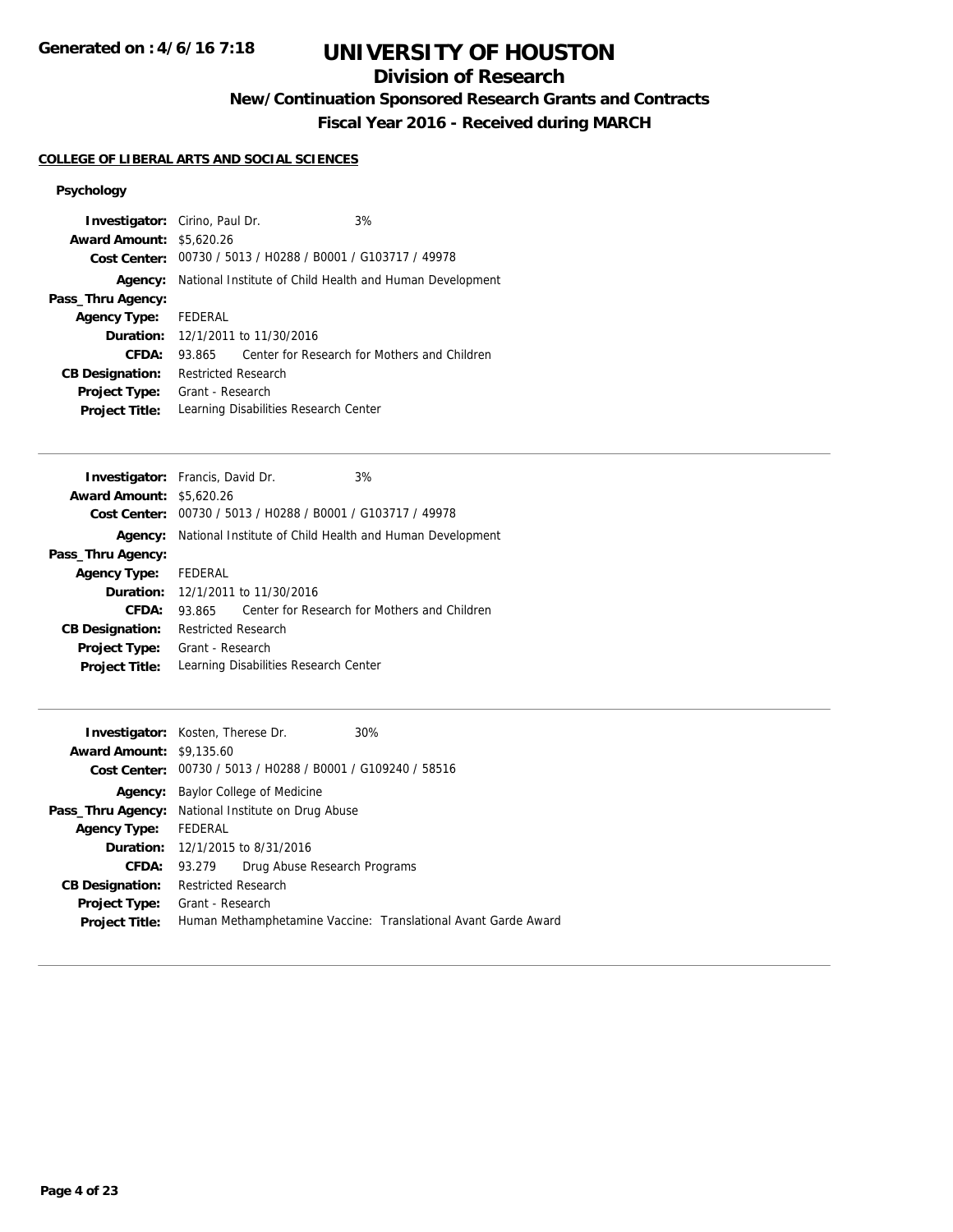**Generated on : 4/6/16 7:18**

# UNIVERSITY OF HOUSTON

## Division of Research

### New/Continuation Sponsored Research Grants and Contracts

### Fiscal Year 2016 - Received during MARCH

**COLLEGE OF LIBERAL ARTS AND SOCIAL SCIENCES**

#### Psychology

**Investigator:** Cirino, Paul Dr. 3%
**Award Amount:** $5,620.26
**Cost Center:** 00730 / 5013 / H0288 / B0001 / G103717 / 49978
**Agency:** National Institute of Child Health and Human Development
**Pass_Thru Agency:**
**Agency Type:** FEDERAL
**Duration:** 12/1/2011 to 11/30/2016
**CFDA:** 93.865 Center for Research for Mothers and Children
**CB Designation:** Restricted Research
**Project Type:** Grant - Research
**Project Title:** Learning Disabilities Research Center

---

**Investigator:** Francis, David Dr. 3%
**Award Amount:** $5,620.26
**Cost Center:** 00730 / 5013 / H0288 / B0001 / G103717 / 49978
**Agency:** National Institute of Child Health and Human Development
**Pass_Thru Agency:**
**Agency Type:** FEDERAL
**Duration:** 12/1/2011 to 11/30/2016
**CFDA:** 93.865 Center for Research for Mothers and Children
**CB Designation:** Restricted Research
**Project Type:** Grant - Research
**Project Title:** Learning Disabilities Research Center

---

**Investigator:** Kosten, Therese Dr. 30%
**Award Amount:** $9,135.60
**Cost Center:** 00730 / 5013 / H0288 / B0001 / G109240 / 58516
**Agency:** Baylor College of Medicine
**Pass_Thru Agency:** National Institute on Drug Abuse
**Agency Type:** FEDERAL
**Duration:** 12/1/2015 to 8/31/2016
**CFDA:** 93.279 Drug Abuse Research Programs
**CB Designation:** Restricted Research
**Project Type:** Grant - Research
**Project Title:** Human Methamphetamine Vaccine: Translational Avant Garde Award

---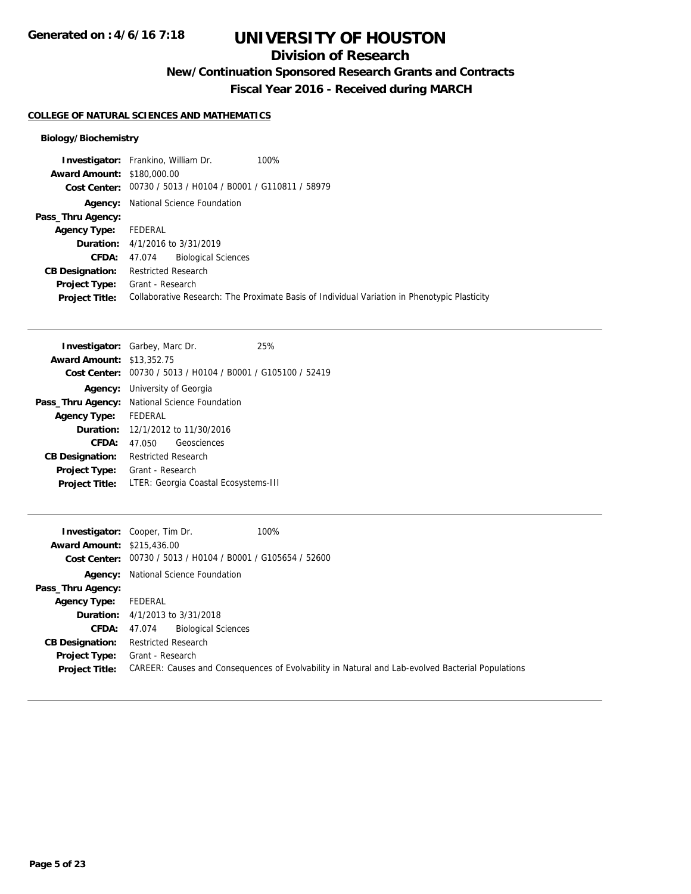# UNIVERSITY OF HOUSTON

## Division of Research

### New/Continuation Sponsored Research Grants and Contracts

### Fiscal Year 2016 - Received during MARCH

**COLLEGE OF NATURAL SCIENCES AND MATHEMATICS**

**Biology/Biochemistry**

**Investigator:** Frankino, William Dr. 100%
**Award Amount:** $180,000.00
**Cost Center:** 00730 / 5013 / H0104 / B0001 / G110811 / 58979
**Agency:** National Science Foundation
**Pass_Thru Agency:**
**Agency Type:** FEDERAL
**Duration:** 4/1/2016 to 3/31/2019
**CFDA:** 47.074 Biological Sciences
**CB Designation:** Restricted Research
**Project Type:** Grant - Research
**Project Title:** Collaborative Research: The Proximate Basis of Individual Variation in Phenotypic Plasticity

---

**Investigator:** Garbey, Marc Dr. 25%
**Award Amount:** $13,352.75
**Cost Center:** 00730 / 5013 / H0104 / B0001 / G105100 / 52419
**Agency:** University of Georgia
**Pass_Thru Agency:** National Science Foundation
**Agency Type:** FEDERAL
**Duration:** 12/1/2012 to 11/30/2016
**CFDA:** 47.050 Geosciences
**CB Designation:** Restricted Research
**Project Type:** Grant - Research
**Project Title:** LTER: Georgia Coastal Ecosystems-III

---

**Investigator:** Cooper, Tim Dr. 100%
**Award Amount:** $215,436.00
**Cost Center:** 00730 / 5013 / H0104 / B0001 / G105654 / 52600
**Agency:** National Science Foundation
**Pass_Thru Agency:**
**Agency Type:** FEDERAL
**Duration:** 4/1/2013 to 3/31/2018
**CFDA:** 47.074 Biological Sciences
**CB Designation:** Restricted Research
**Project Type:** Grant - Research
**Project Title:** CAREER: Causes and Consequences of Evolvability in Natural and Lab-evolved Bacterial Populations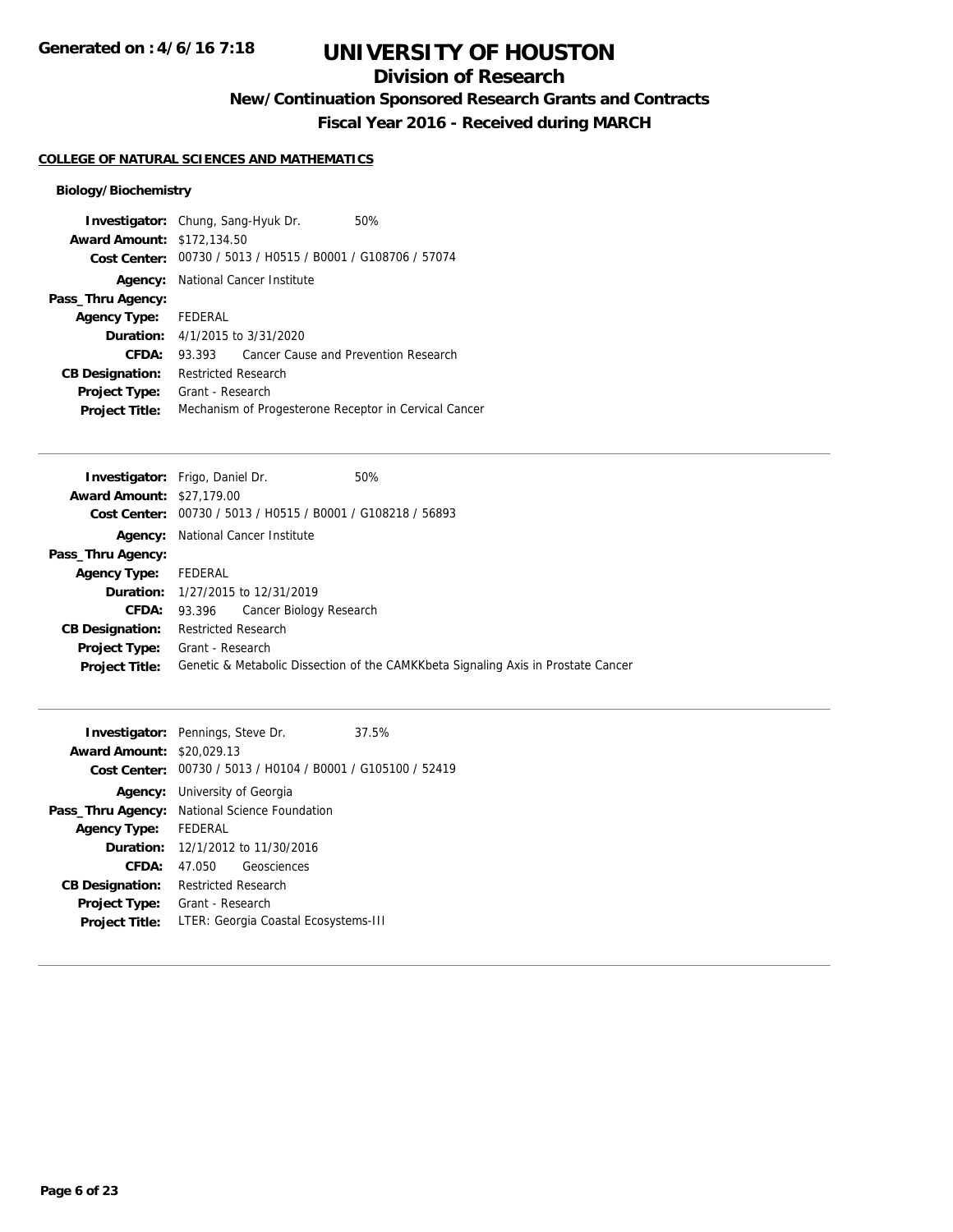# UNIVERSITY OF HOUSTON

## Division of Research

### New/Continuation Sponsored Research Grants and Contracts

### Fiscal Year 2016 - Received during MARCH

**COLLEGE OF NATURAL SCIENCES AND MATHEMATICS**

**Biology/Biochemistry**

**Investigator:** Chung, Sang-Hyuk Dr. 50%
**Award Amount:** $172,134.50
**Cost Center:** 00730 / 5013 / H0515 / B0001 / G108706 / 57074
**Agency:** National Cancer Institute
**Pass_Thru Agency:**
**Agency Type:** FEDERAL
**Duration:** 4/1/2015 to 3/31/2020
**CFDA:** 93.393 Cancer Cause and Prevention Research
**CB Designation:** Restricted Research
**Project Type:** Grant - Research
**Project Title:** Mechanism of Progesterone Receptor in Cervical Cancer

---

**Investigator:** Frigo, Daniel Dr. 50%
**Award Amount:** $27,179.00
**Cost Center:** 00730 / 5013 / H0515 / B0001 / G108218 / 56893
**Agency:** National Cancer Institute
**Pass_Thru Agency:**
**Agency Type:** FEDERAL
**Duration:** 1/27/2015 to 12/31/2019
**CFDA:** 93.396 Cancer Biology Research
**CB Designation:** Restricted Research
**Project Type:** Grant - Research
**Project Title:** Genetic & Metabolic Dissection of the CAMKKbeta Signaling Axis in Prostate Cancer

---

**Investigator:** Pennings, Steve Dr. 37.5%
**Award Amount:** $20,029.13
**Cost Center:** 00730 / 5013 / H0104 / B0001 / G105100 / 52419
**Agency:** University of Georgia
**Pass_Thru Agency:** National Science Foundation
**Agency Type:** FEDERAL
**Duration:** 12/1/2012 to 11/30/2016
**CFDA:** 47.050 Geosciences
**CB Designation:** Restricted Research
**Project Type:** Grant - Research
**Project Title:** LTER: Georgia Coastal Ecosystems-III

---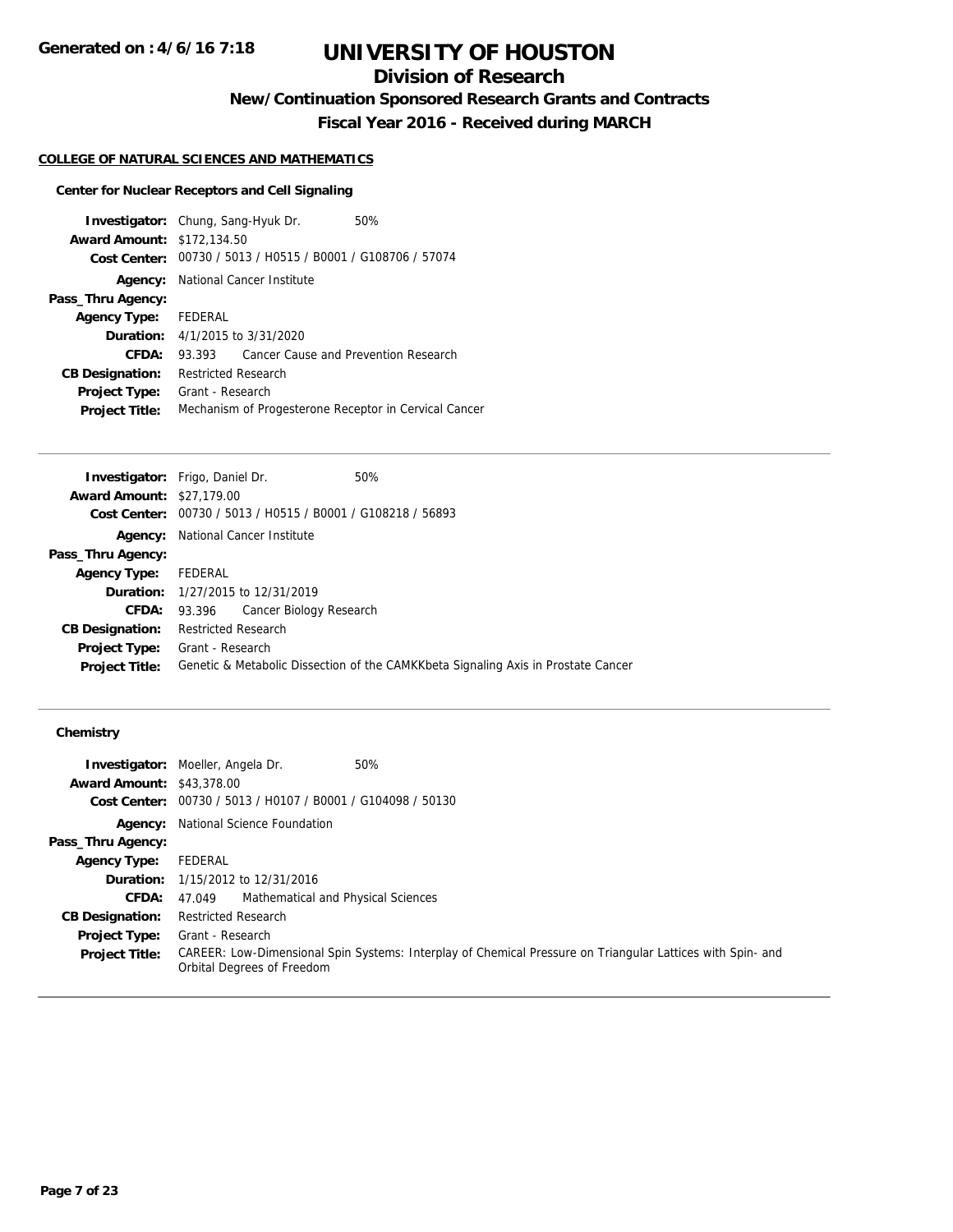# UNIVERSITY OF HOUSTON

## Division of Research

### New/Continuation Sponsored Research Grants and Contracts

### Fiscal Year 2016 - Received during MARCH

Generated on : 4/6/16 7:18

**COLLEGE OF NATURAL SCIENCES AND MATHEMATICS**

**Center for Nuclear Receptors and Cell Signaling**

**Investigator:** Chung, Sang-Hyuk Dr. 50%
**Award Amount:** $172,134.50
**Cost Center:** 00730 / 5013 / H0515 / B0001 / G108706 / 57074
**Agency:** National Cancer Institute
**Pass_Thru Agency:**
**Agency Type:** FEDERAL
**Duration:** 4/1/2015 to 3/31/2020
**CFDA:** 93.393 Cancer Cause and Prevention Research
**CB Designation:** Restricted Research
**Project Type:** Grant - Research
**Project Title:** Mechanism of Progesterone Receptor in Cervical Cancer

---

**Investigator:** Frigo, Daniel Dr. 50%
**Award Amount:** $27,179.00
**Cost Center:** 00730 / 5013 / H0515 / B0001 / G108218 / 56893
**Agency:** National Cancer Institute
**Pass_Thru Agency:**
**Agency Type:** FEDERAL
**Duration:** 1/27/2015 to 12/31/2019
**CFDA:** 93.396 Cancer Biology Research
**CB Designation:** Restricted Research
**Project Type:** Grant - Research
**Project Title:** Genetic & Metabolic Dissection of the CAMKKbeta Signaling Axis in Prostate Cancer

---

**Chemistry**

**Investigator:** Moeller, Angela Dr. 50%
**Award Amount:** $43,378.00
**Cost Center:** 00730 / 5013 / H0107 / B0001 / G104098 / 50130
**Agency:** National Science Foundation
**Pass_Thru Agency:**
**Agency Type:** FEDERAL
**Duration:** 1/15/2012 to 12/31/2016
**CFDA:** 47.049 Mathematical and Physical Sciences
**CB Designation:** Restricted Research
**Project Type:** Grant - Research
**Project Title:** CAREER: Low-Dimensional Spin Systems: Interplay of Chemical Pressure on Triangular Lattices with Spin- and Orbital Degrees of Freedom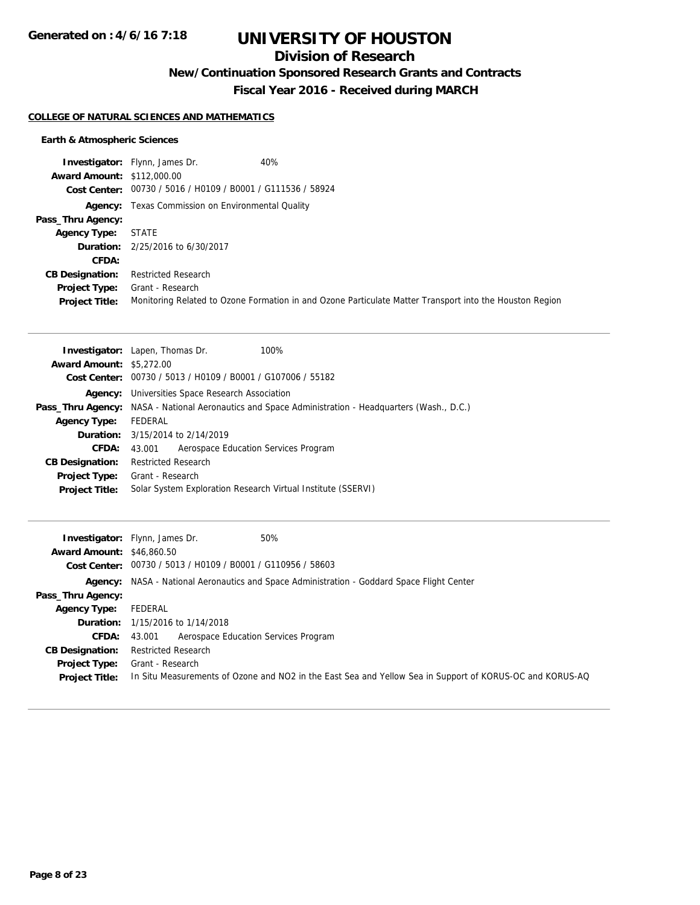# UNIVERSITY OF HOUSTON

## Division of Research

### New/Continuation Sponsored Research Grants and Contracts

### Fiscal Year 2016 - Received during MARCH

**Generated on : 4/6/16 7:18**

**COLLEGE OF NATURAL SCIENCES AND MATHEMATICS**

**Earth & Atmospheric Sciences**

**Investigator:** Flynn, James Dr. 40%
**Award Amount:** $112,000.00
**Cost Center:** 00730 / 5016 / H0109 / B0001 / G111536 / 58924
**Agency:** Texas Commission on Environmental Quality
**Pass_Thru Agency:**
**Agency Type:** STATE
**Duration:** 2/25/2016 to 6/30/2017
**CFDA:**
**CB Designation:** Restricted Research
**Project Type:** Grant - Research
**Project Title:** Monitoring Related to Ozone Formation in and Ozone Particulate Matter Transport into the Houston Region

---

**Investigator:** Lapen, Thomas Dr. 100%
**Award Amount:** $5,272.00
**Cost Center:** 00730 / 5013 / H0109 / B0001 / G107006 / 55182
**Agency:** Universities Space Research Association
**Pass_Thru Agency:** NASA - National Aeronautics and Space Administration - Headquarters (Wash., D.C.)
**Agency Type:** FEDERAL
**Duration:** 3/15/2014 to 2/14/2019
**CFDA:** 43.001 Aerospace Education Services Program
**CB Designation:** Restricted Research
**Project Type:** Grant - Research
**Project Title:** Solar System Exploration Research Virtual Institute (SSERVI)

---

**Investigator:** Flynn, James Dr. 50%
**Award Amount:** $46,860.50
**Cost Center:** 00730 / 5013 / H0109 / B0001 / G110956 / 58603
**Agency:** NASA - National Aeronautics and Space Administration - Goddard Space Flight Center
**Pass_Thru Agency:**
**Agency Type:** FEDERAL
**Duration:** 1/15/2016 to 1/14/2018
**CFDA:** 43.001 Aerospace Education Services Program
**CB Designation:** Restricted Research
**Project Type:** Grant - Research
**Project Title:** In Situ Measurements of Ozone and NO2 in the East Sea and Yellow Sea in Support of KORUS-OC and KORUS-AQ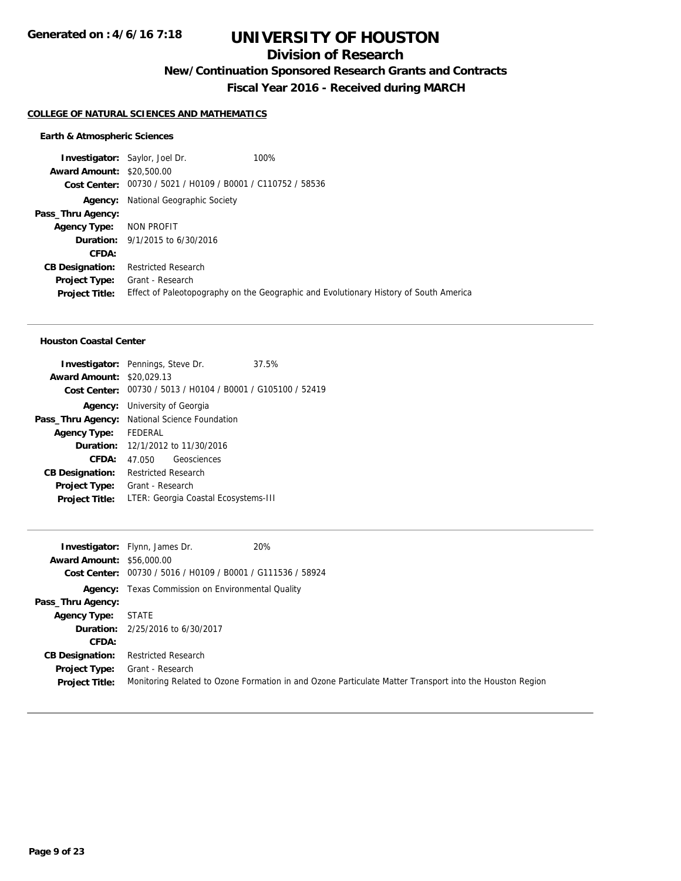# UNIVERSITY OF HOUSTON

## Division of Research

### New/Continuation Sponsored Research Grants and Contracts

### Fiscal Year 2016 - Received during MARCH

**Generated on : 4/6/16 7:18**

#### COLLEGE OF NATURAL SCIENCES AND MATHEMATICS

**Earth & Atmospheric Sciences**

**Investigator:** Saylor, Joel Dr. 100%
**Award Amount:** $20,500.00
**Cost Center:** 00730 / 5021 / H0109 / B0001 / C110752 / 58536
**Agency:** National Geographic Society
**Pass_Thru Agency:**
**Agency Type:** NON PROFIT
**Duration:** 9/1/2015 to 6/30/2016
**CFDA:**
**CB Designation:** Restricted Research
**Project Type:** Grant - Research
**Project Title:** Effect of Paleotopography on the Geographic and Evolutionary History of South America

---

**Houston Coastal Center**

**Investigator:** Pennings, Steve Dr. 37.5%
**Award Amount:** $20,029.13
**Cost Center:** 00730 / 5013 / H0104 / B0001 / G105100 / 52419
**Agency:** University of Georgia
**Pass_Thru Agency:** National Science Foundation
**Agency Type:** FEDERAL
**Duration:** 12/1/2012 to 11/30/2016
**CFDA:** 47.050 Geosciences
**CB Designation:** Restricted Research
**Project Type:** Grant - Research
**Project Title:** LTER: Georgia Coastal Ecosystems-III

---

**Investigator:** Flynn, James Dr. 20%
**Award Amount:** $56,000.00
**Cost Center:** 00730 / 5016 / H0109 / B0001 / G111536 / 58924
**Agency:** Texas Commission on Environmental Quality
**Pass_Thru Agency:**
**Agency Type:** STATE
**Duration:** 2/25/2016 to 6/30/2017
**CFDA:**
**CB Designation:** Restricted Research
**Project Type:** Grant - Research
**Project Title:** Monitoring Related to Ozone Formation in and Ozone Particulate Matter Transport into the Houston Region

---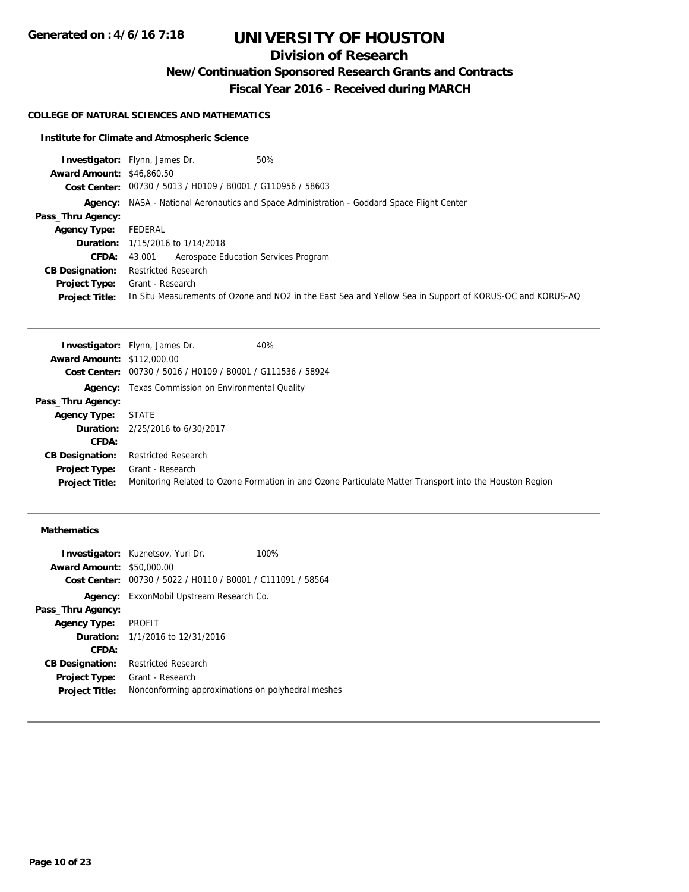**Generated on : 4/6/16 7:18**

# UNIVERSITY OF HOUSTON

## Division of Research

### New/Continuation Sponsored Research Grants and Contracts

### Fiscal Year 2016 - Received during MARCH

**COLLEGE OF NATURAL SCIENCES AND MATHEMATICS**

**Institute for Climate and Atmospheric Science**

**Investigator:** Flynn, James Dr. 50%
**Award Amount:** $46,860.50
**Cost Center:** 00730 / 5013 / H0109 / B0001 / G110956 / 58603
**Agency:** NASA - National Aeronautics and Space Administration - Goddard Space Flight Center
**Pass_Thru Agency:**
**Agency Type:** FEDERAL
**Duration:** 1/15/2016 to 1/14/2018
**CFDA:** 43.001 Aerospace Education Services Program
**CB Designation:** Restricted Research
**Project Type:** Grant - Research
**Project Title:** In Situ Measurements of Ozone and NO2 in the East Sea and Yellow Sea in Support of KORUS-OC and KORUS-AQ

---

**Investigator:** Flynn, James Dr. 40%
**Award Amount:** $112,000.00
**Cost Center:** 00730 / 5016 / H0109 / B0001 / G111536 / 58924
**Agency:** Texas Commission on Environmental Quality
**Pass_Thru Agency:**
**Agency Type:** STATE
**Duration:** 2/25/2016 to 6/30/2017
**CFDA:**
**CB Designation:** Restricted Research
**Project Type:** Grant - Research
**Project Title:** Monitoring Related to Ozone Formation in and Ozone Particulate Matter Transport into the Houston Region

---

**Mathematics**

**Investigator:** Kuznetsov, Yuri Dr. 100%
**Award Amount:** $50,000.00
**Cost Center:** 00730 / 5022 / H0110 / B0001 / C111091 / 58564
**Agency:** ExxonMobil Upstream Research Co.
**Pass_Thru Agency:**
**Agency Type:** PROFIT
**Duration:** 1/1/2016 to 12/31/2016
**CFDA:**
**CB Designation:** Restricted Research
**Project Type:** Grant - Research
**Project Title:** Nonconforming approximations on polyhedral meshes

---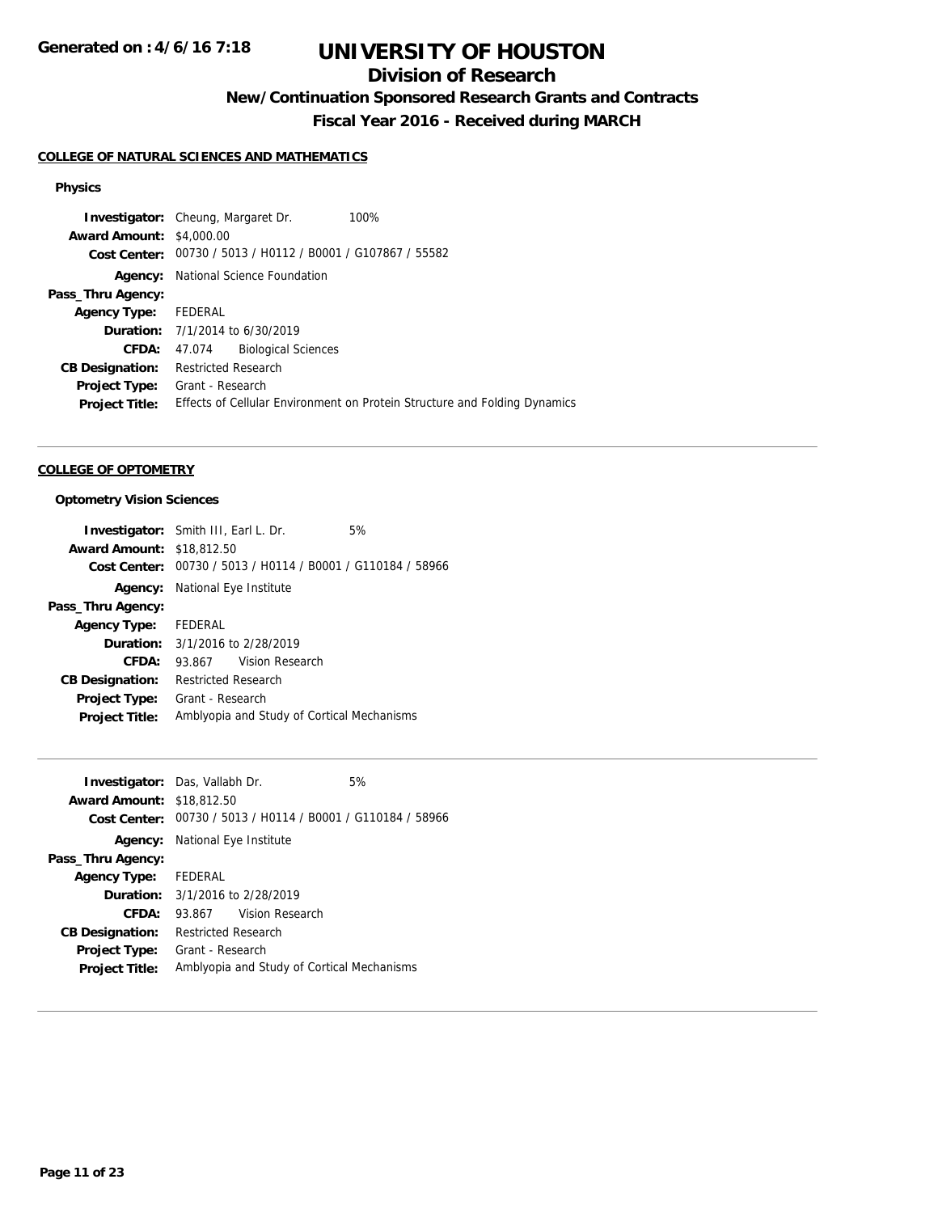**Generated on : 4/6/16 7:18**

# UNIVERSITY OF HOUSTON

## Division of Research

### New/Continuation Sponsored Research Grants and Contracts

### Fiscal Year 2016 - Received during MARCH

#### COLLEGE OF NATURAL SCIENCES AND MATHEMATICS

**Physics**

**Investigator:** Cheung, Margaret Dr. 100%
**Award Amount:** $4,000.00
**Cost Center:** 00730 / 5013 / H0112 / B0001 / G107867 / 55582
**Agency:** National Science Foundation
**Pass_Thru Agency:**
**Agency Type:** FEDERAL
**Duration:** 7/1/2014 to 6/30/2019
**CFDA:** 47.074 Biological Sciences
**CB Designation:** Restricted Research
**Project Type:** Grant - Research
**Project Title:** Effects of Cellular Environment on Protein Structure and Folding Dynamics

---

#### COLLEGE OF OPTOMETRY

**Optometry Vision Sciences**

**Investigator:** Smith III, Earl L. Dr. 5%
**Award Amount:** $18,812.50
**Cost Center:** 00730 / 5013 / H0114 / B0001 / G110184 / 58966
**Agency:** National Eye Institute
**Pass_Thru Agency:**
**Agency Type:** FEDERAL
**Duration:** 3/1/2016 to 2/28/2019
**CFDA:** 93.867 Vision Research
**CB Designation:** Restricted Research
**Project Type:** Grant - Research
**Project Title:** Amblyopia and Study of Cortical Mechanisms

---

**Investigator:** Das, Vallabh Dr. 5%
**Award Amount:** $18,812.50
**Cost Center:** 00730 / 5013 / H0114 / B0001 / G110184 / 58966
**Agency:** National Eye Institute
**Pass_Thru Agency:**
**Agency Type:** FEDERAL
**Duration:** 3/1/2016 to 2/28/2019
**CFDA:** 93.867 Vision Research
**CB Designation:** Restricted Research
**Project Type:** Grant - Research
**Project Title:** Amblyopia and Study of Cortical Mechanisms

---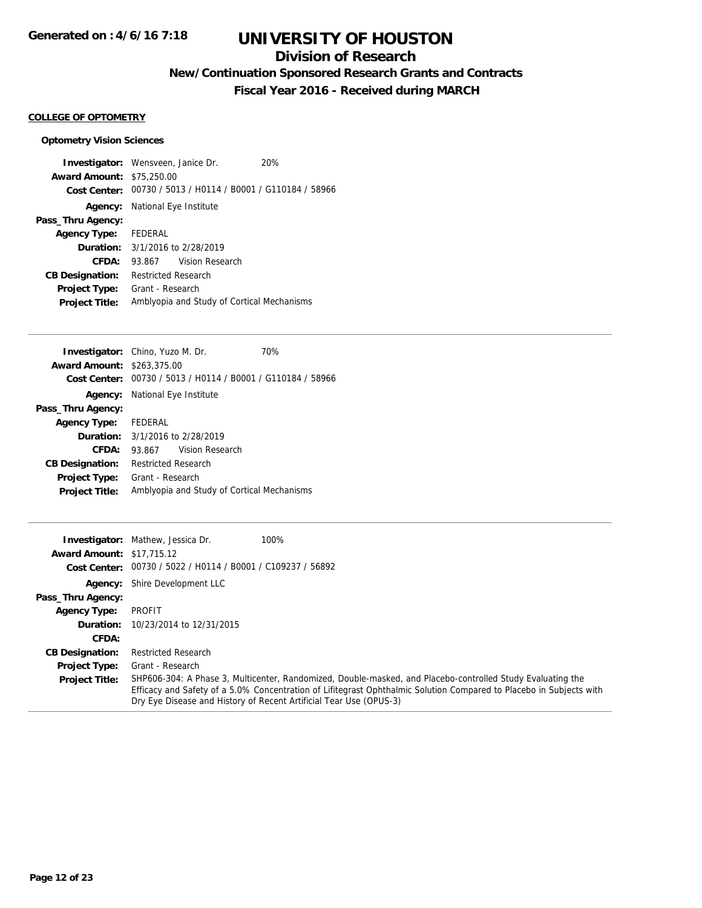# UNIVERSITY OF HOUSTON

## Division of Research

### New/Continuation Sponsored Research Grants and Contracts

### Fiscal Year 2016 - Received during MARCH

**COLLEGE OF OPTOMETRY**

**Optometry Vision Sciences**

**Investigator:** Wensveen, Janice Dr. 20%
**Award Amount:** $75,250.00
**Cost Center:** 00730 / 5013 / H0114 / B0001 / G110184 / 58966
**Agency:** National Eye Institute
**Pass_Thru Agency:**
**Agency Type:** FEDERAL
**Duration:** 3/1/2016 to 2/28/2019
**CFDA:** 93.867 Vision Research
**CB Designation:** Restricted Research
**Project Type:** Grant - Research
**Project Title:** Amblyopia and Study of Cortical Mechanisms

---

**Investigator:** Chino, Yuzo M. Dr. 70%
**Award Amount:** $263,375.00
**Cost Center:** 00730 / 5013 / H0114 / B0001 / G110184 / 58966
**Agency:** National Eye Institute
**Pass_Thru Agency:**
**Agency Type:** FEDERAL
**Duration:** 3/1/2016 to 2/28/2019
**CFDA:** 93.867 Vision Research
**CB Designation:** Restricted Research
**Project Type:** Grant - Research
**Project Title:** Amblyopia and Study of Cortical Mechanisms

---

**Investigator:** Mathew, Jessica Dr. 100%
**Award Amount:** $17,715.12
**Cost Center:** 00730 / 5022 / H0114 / B0001 / C109237 / 56892
**Agency:** Shire Development LLC
**Pass_Thru Agency:**
**Agency Type:** PROFIT
**Duration:** 10/23/2014 to 12/31/2015
**CFDA:**
**CB Designation:** Restricted Research
**Project Type:** Grant - Research
**Project Title:** SHP606-304: A Phase 3, Multicenter, Randomized, Double-masked, and Placebo-controlled Study Evaluating the Efficacy and Safety of a 5.0% Concentration of Lifitegrast Ophthalmic Solution Compared to Placebo in Subjects with Dry Eye Disease and History of Recent Artificial Tear Use (OPUS-3)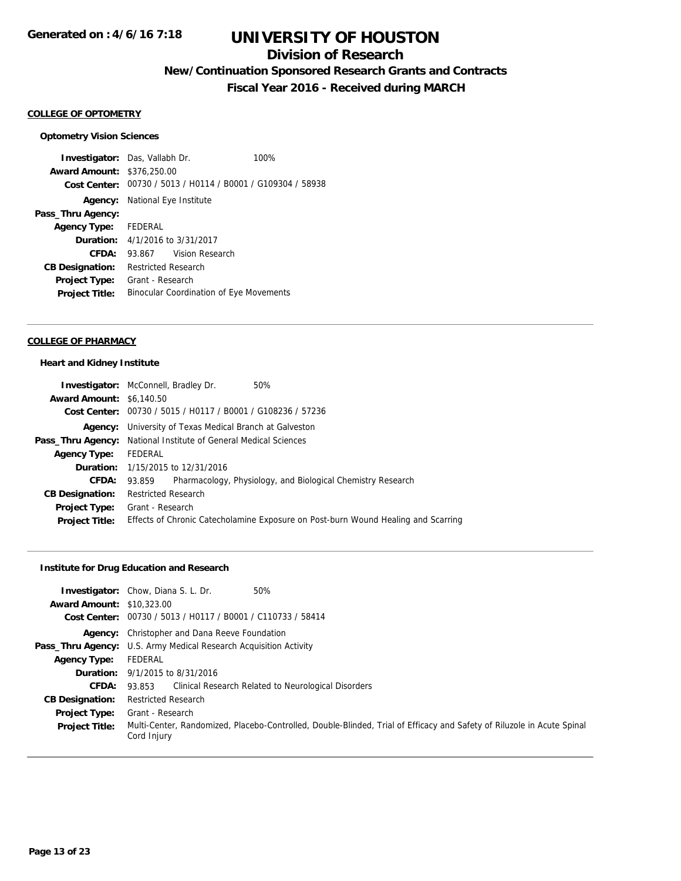# UNIVERSITY OF HOUSTON

## Division of Research

### New/Continuation Sponsored Research Grants and Contracts

### Fiscal Year 2016 - Received during MARCH

Generated on : 4/6/16 7:18

**COLLEGE OF OPTOMETRY**

**Optometry Vision Sciences**

**Investigator:** Das, Vallabh Dr. 100%
**Award Amount:** $376,250.00
**Cost Center:** 00730 / 5013 / H0114 / B0001 / G109304 / 58938
**Agency:** National Eye Institute
**Pass_Thru Agency:**
**Agency Type:** FEDERAL
**Duration:** 4/1/2016 to 3/31/2017
**CFDA:** 93.867 Vision Research
**CB Designation:** Restricted Research
**Project Type:** Grant - Research
**Project Title:** Binocular Coordination of Eye Movements

---

**COLLEGE OF PHARMACY**

**Heart and Kidney Institute**

**Investigator:** McConnell, Bradley Dr. 50%
**Award Amount:** $6,140.50
**Cost Center:** 00730 / 5015 / H0117 / B0001 / G108236 / 57236
**Agency:** University of Texas Medical Branch at Galveston
**Pass_Thru Agency:** National Institute of General Medical Sciences
**Agency Type:** FEDERAL
**Duration:** 1/15/2015 to 12/31/2016
**CFDA:** 93.859 Pharmacology, Physiology, and Biological Chemistry Research
**CB Designation:** Restricted Research
**Project Type:** Grant - Research
**Project Title:** Effects of Chronic Catecholamine Exposure on Post-burn Wound Healing and Scarring

---

**Institute for Drug Education and Research**

**Investigator:** Chow, Diana S. L. Dr. 50%
**Award Amount:** $10,323.00
**Cost Center:** 00730 / 5013 / H0117 / B0001 / C110733 / 58414
**Agency:** Christopher and Dana Reeve Foundation
**Pass_Thru Agency:** U.S. Army Medical Research Acquisition Activity
**Agency Type:** FEDERAL
**Duration:** 9/1/2015 to 8/31/2016
**CFDA:** 93.853 Clinical Research Related to Neurological Disorders
**CB Designation:** Restricted Research
**Project Type:** Grant - Research
**Project Title:** Multi-Center, Randomized, Placebo-Controlled, Double-Blinded, Trial of Efficacy and Safety of Riluzole in Acute Spinal Cord Injury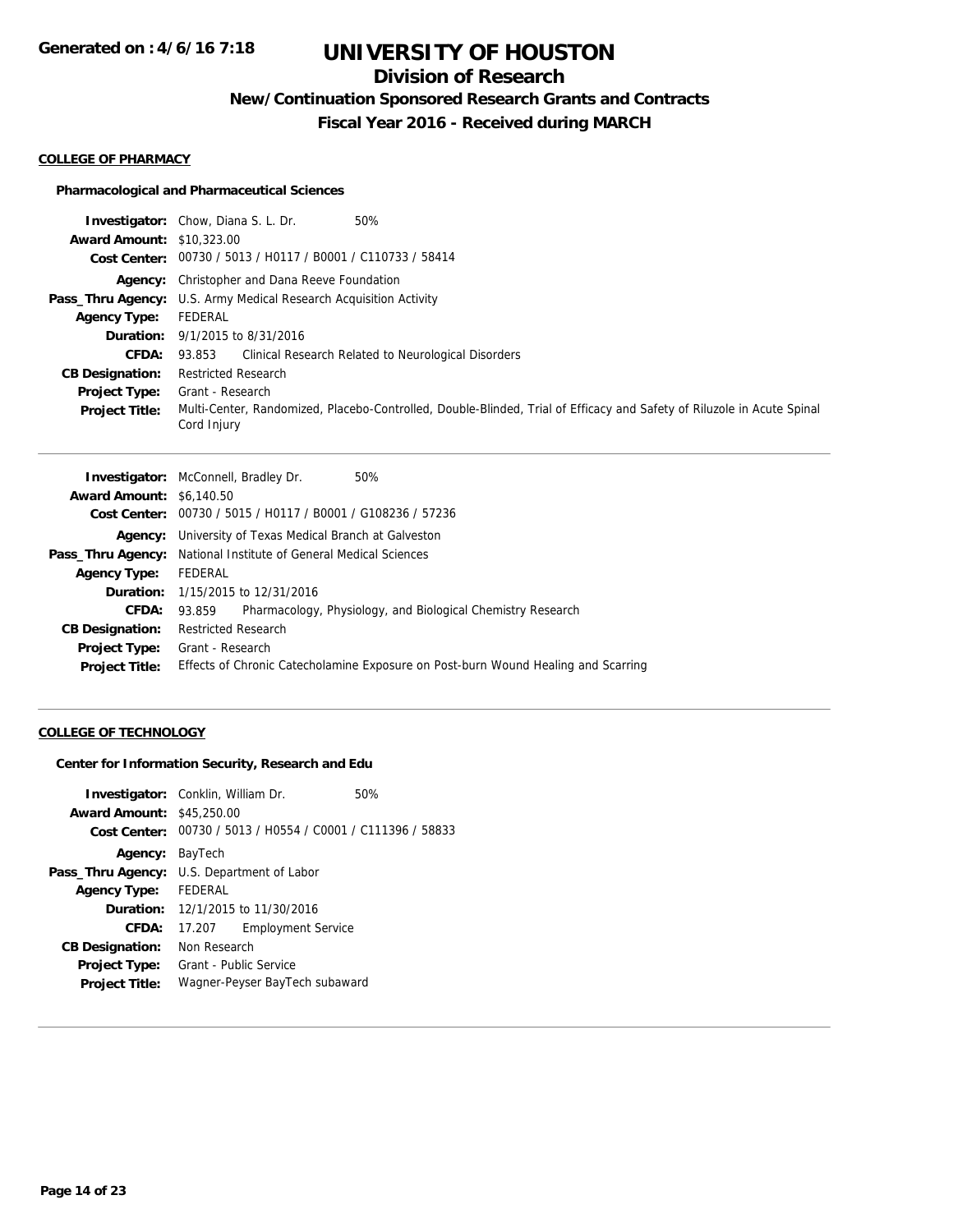# UNIVERSITY OF HOUSTON

## Division of Research

### New/Continuation Sponsored Research Grants and Contracts

### Fiscal Year 2016 - Received during MARCH

**Generated on : 4/6/16 7:18**

#### COLLEGE OF PHARMACY

**Pharmacological and Pharmaceutical Sciences**

**Investigator:** Chow, Diana S. L. Dr. 50%
**Award Amount:** $10,323.00
**Cost Center:** 00730 / 5013 / H0117 / B0001 / C110733 / 58414
**Agency:** Christopher and Dana Reeve Foundation
**Pass_Thru Agency:** U.S. Army Medical Research Acquisition Activity
**Agency Type:** FEDERAL
**Duration:** 9/1/2015 to 8/31/2016
**CFDA:** 93.853 Clinical Research Related to Neurological Disorders
**CB Designation:** Restricted Research
**Project Type:** Grant - Research
**Project Title:** Multi-Center, Randomized, Placebo-Controlled, Double-Blinded, Trial of Efficacy and Safety of Riluzole in Acute Spinal Cord Injury

---

**Investigator:** McConnell, Bradley Dr. 50%
**Award Amount:** $6,140.50
**Cost Center:** 00730 / 5015 / H0117 / B0001 / G108236 / 57236
**Agency:** University of Texas Medical Branch at Galveston
**Pass_Thru Agency:** National Institute of General Medical Sciences
**Agency Type:** FEDERAL
**Duration:** 1/15/2015 to 12/31/2016
**CFDA:** 93.859 Pharmacology, Physiology, and Biological Chemistry Research
**CB Designation:** Restricted Research
**Project Type:** Grant - Research
**Project Title:** Effects of Chronic Catecholamine Exposure on Post-burn Wound Healing and Scarring

---

#### COLLEGE OF TECHNOLOGY

**Center for Information Security, Research and Edu**

**Investigator:** Conklin, William Dr. 50%
**Award Amount:** $45,250.00
**Cost Center:** 00730 / 5013 / H0554 / C0001 / C111396 / 58833
**Agency:** BayTech
**Pass_Thru Agency:** U.S. Department of Labor
**Agency Type:** FEDERAL
**Duration:** 12/1/2015 to 11/30/2016
**CFDA:** 17.207 Employment Service
**CB Designation:** Non Research
**Project Type:** Grant - Public Service
**Project Title:** Wagner-Peyser BayTech subaward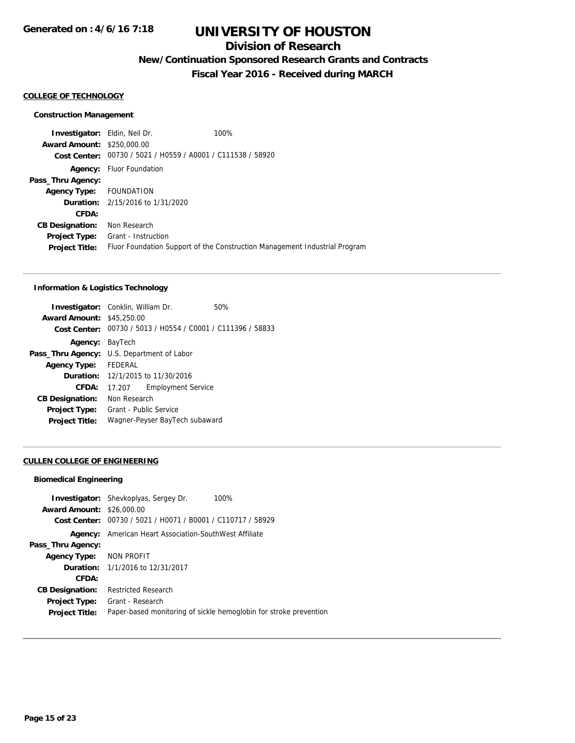# UNIVERSITY OF HOUSTON

## Division of Research

### New/Continuation Sponsored Research Grants and Contracts

### Fiscal Year 2016 - Received during MARCH

**Generated on : 4/6/16 7:18**

#### COLLEGE OF TECHNOLOGY

**Construction Management**

**Investigator:** Eldin, Neil Dr. 100%
**Award Amount:** $250,000.00
**Cost Center:** 00730 / 5021 / H0559 / A0001 / C111538 / 58920
**Agency:** Fluor Foundation
**Pass_Thru Agency:**
**Agency Type:** FOUNDATION
**Duration:** 2/15/2016 to 1/31/2020
**CFDA:**
**CB Designation:** Non Research
**Project Type:** Grant - Instruction
**Project Title:** Fluor Foundation Support of the Construction Management Industrial Program

---

**Information & Logistics Technology**

**Investigator:** Conklin, William Dr. 50%
**Award Amount:** $45,250.00
**Cost Center:** 00730 / 5013 / H0554 / C0001 / C111396 / 58833
**Agency:** BayTech
**Pass_Thru Agency:** U.S. Department of Labor
**Agency Type:** FEDERAL
**Duration:** 12/1/2015 to 11/30/2016
**CFDA:** 17.207 Employment Service
**CB Designation:** Non Research
**Project Type:** Grant - Public Service
**Project Title:** Wagner-Peyser BayTech subaward

---

#### CULLEN COLLEGE OF ENGINEERING

**Biomedical Engineering**

**Investigator:** Shevkoplyas, Sergey Dr. 100%
**Award Amount:** $26,000.00
**Cost Center:** 00730 / 5021 / H0071 / B0001 / C110717 / 58929
**Agency:** American Heart Association-SouthWest Affiliate
**Pass_Thru Agency:**
**Agency Type:** NON PROFIT
**Duration:** 1/1/2016 to 12/31/2017
**CFDA:**
**CB Designation:** Restricted Research
**Project Type:** Grant - Research
**Project Title:** Paper-based monitoring of sickle hemoglobin for stroke prevention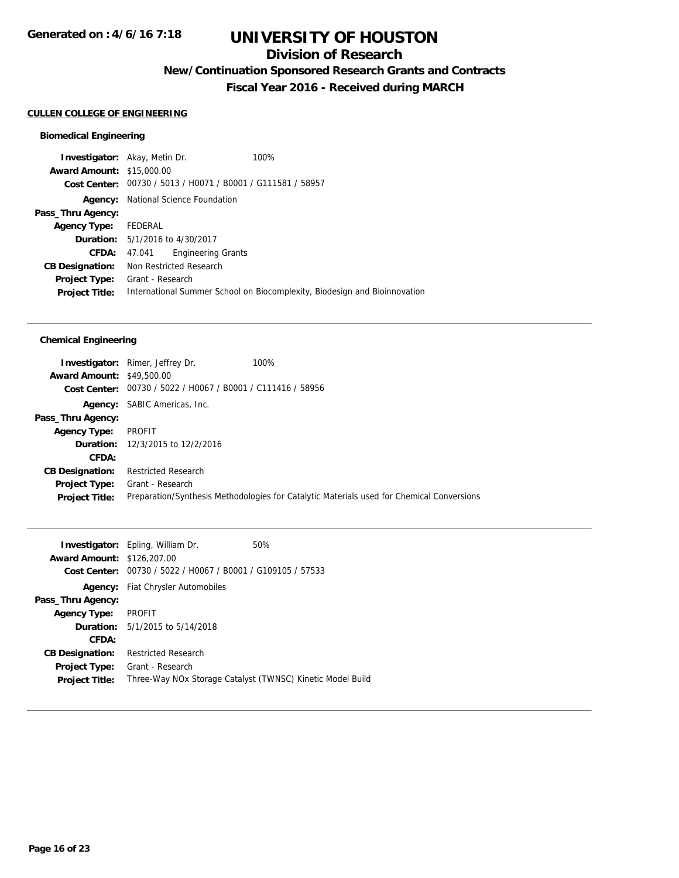# UNIVERSITY OF HOUSTON

## Division of Research

### New/Continuation Sponsored Research Grants and Contracts

### Fiscal Year 2016 - Received during MARCH

**CULLEN COLLEGE OF ENGINEERING**

#### Biomedical Engineering

**Investigator:** Akay, Metin Dr. 100%
**Award Amount:** $15,000.00
**Cost Center:** 00730 / 5013 / H0071 / B0001 / G111581 / 58957
**Agency:** National Science Foundation
**Pass_Thru Agency:**
**Agency Type:** FEDERAL
**Duration:** 5/1/2016 to 4/30/2017
**CFDA:** 47.041 Engineering Grants
**CB Designation:** Non Restricted Research
**Project Type:** Grant - Research
**Project Title:** International Summer School on Biocomplexity, Biodesign and Bioinnovation

---

#### Chemical Engineering

**Investigator:** Rimer, Jeffrey Dr. 100%
**Award Amount:** $49,500.00
**Cost Center:** 00730 / 5022 / H0067 / B0001 / C111416 / 58956
**Agency:** SABIC Americas, Inc.
**Pass_Thru Agency:**
**Agency Type:** PROFIT
**Duration:** 12/3/2015 to 12/2/2016
**CFDA:**
**CB Designation:** Restricted Research
**Project Type:** Grant - Research
**Project Title:** Preparation/Synthesis Methodologies for Catalytic Materials used for Chemical Conversions

---

**Investigator:** Epling, William Dr. 50%
**Award Amount:** $126,207.00
**Cost Center:** 00730 / 5022 / H0067 / B0001 / G109105 / 57533
**Agency:** Fiat Chrysler Automobiles
**Pass_Thru Agency:**
**Agency Type:** PROFIT
**Duration:** 5/1/2015 to 5/14/2018
**CFDA:**
**CB Designation:** Restricted Research
**Project Type:** Grant - Research
**Project Title:** Three-Way NOx Storage Catalyst (TWNSC) Kinetic Model Build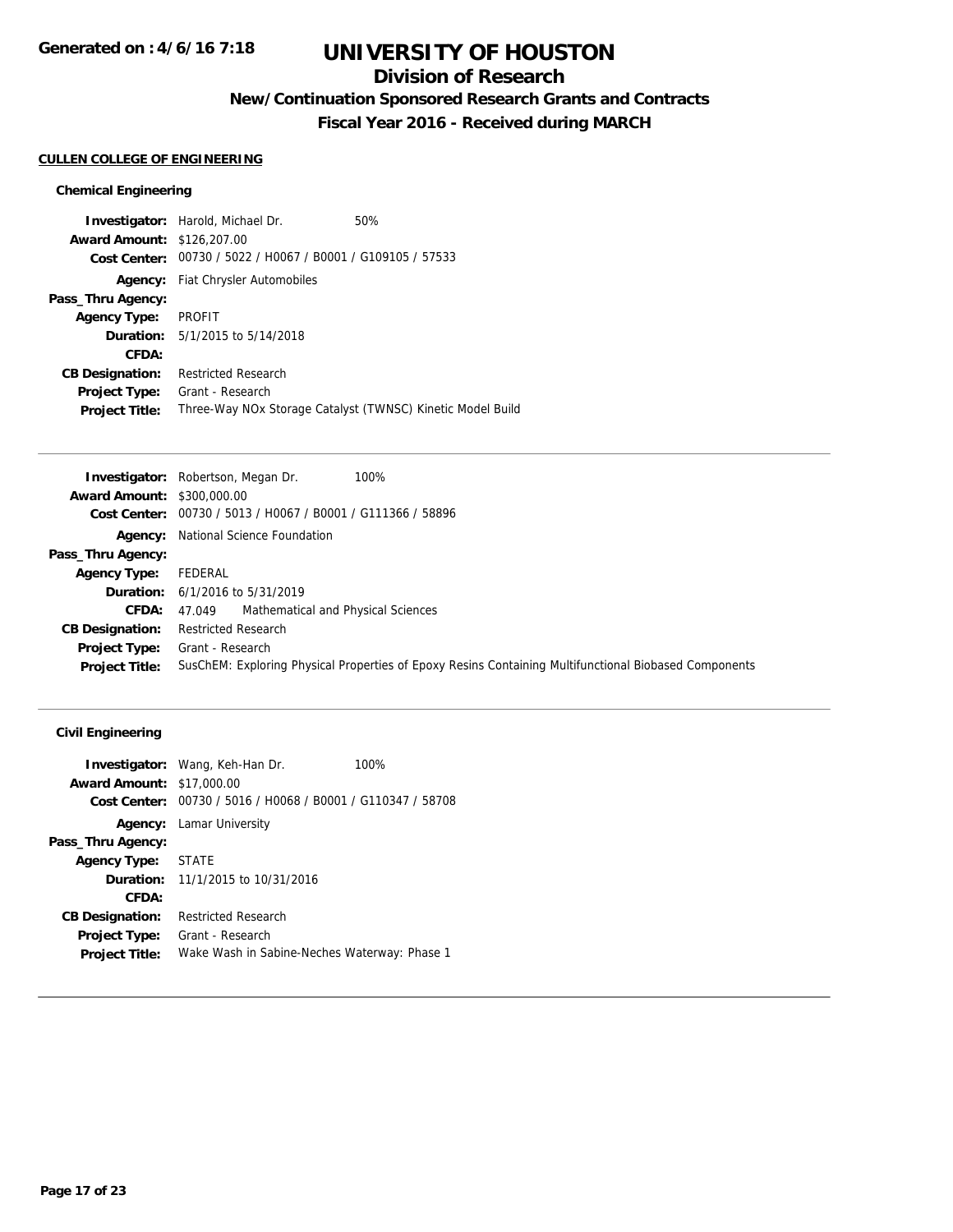# UNIVERSITY OF HOUSTON

## Division of Research

### New/Continuation Sponsored Research Grants and Contracts

### Fiscal Year 2016 - Received during MARCH

Generated on : 4/6/16 7:18

**CULLEN COLLEGE OF ENGINEERING**

#### Chemical Engineering

**Investigator:** Harold, Michael Dr. 50%
**Award Amount:** $126,207.00
**Cost Center:** 00730 / 5022 / H0067 / B0001 / G109105 / 57533
**Agency:** Fiat Chrysler Automobiles
**Pass_Thru Agency:**
**Agency Type:** PROFIT
**Duration:** 5/1/2015 to 5/14/2018
**CFDA:**
**CB Designation:** Restricted Research
**Project Type:** Grant - Research
**Project Title:** Three-Way NOx Storage Catalyst (TWNSC) Kinetic Model Build

---

**Investigator:** Robertson, Megan Dr. 100%
**Award Amount:** $300,000.00
**Cost Center:** 00730 / 5013 / H0067 / B0001 / G111366 / 58896
**Agency:** National Science Foundation
**Pass_Thru Agency:**
**Agency Type:** FEDERAL
**Duration:** 6/1/2016 to 5/31/2019
**CFDA:** 47.049 Mathematical and Physical Sciences
**CB Designation:** Restricted Research
**Project Type:** Grant - Research
**Project Title:** SusChEM: Exploring Physical Properties of Epoxy Resins Containing Multifunctional Biobased Components

---

#### Civil Engineering

**Investigator:** Wang, Keh-Han Dr. 100%
**Award Amount:** $17,000.00
**Cost Center:** 00730 / 5016 / H0068 / B0001 / G110347 / 58708
**Agency:** Lamar University
**Pass_Thru Agency:**
**Agency Type:** STATE
**Duration:** 11/1/2015 to 10/31/2016
**CFDA:**
**CB Designation:** Restricted Research
**Project Type:** Grant - Research
**Project Title:** Wake Wash in Sabine-Neches Waterway: Phase 1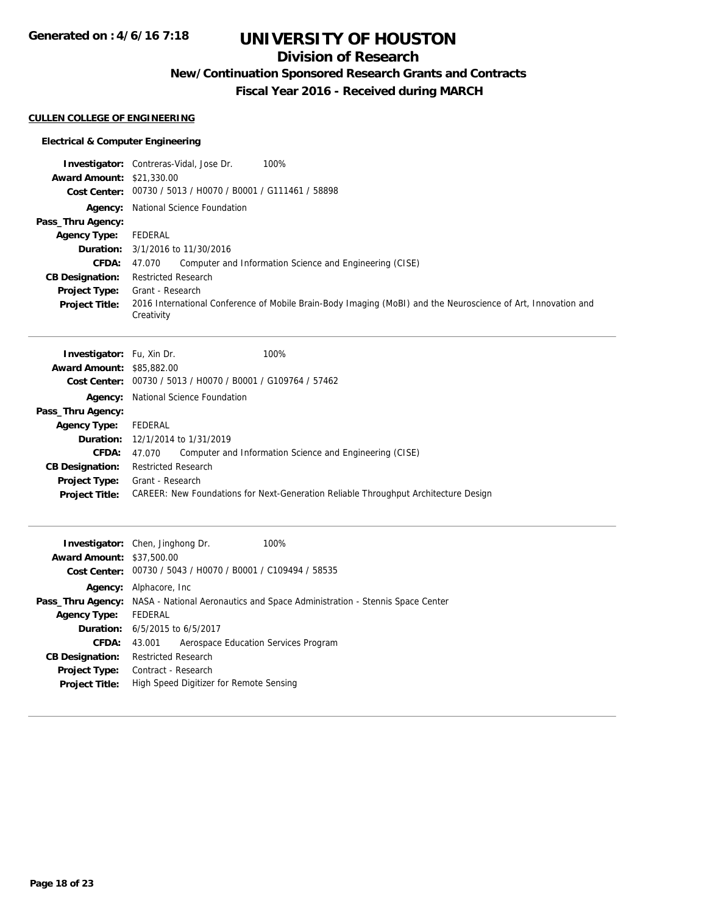# UNIVERSITY OF HOUSTON

## Division of Research

### New/Continuation Sponsored Research Grants and Contracts

### Fiscal Year 2016 - Received during MARCH

**CULLEN COLLEGE OF ENGINEERING**

**Electrical & Computer Engineering**

**Investigator:** Contreras-Vidal, Jose Dr. 100%
**Award Amount:** $21,330.00
**Cost Center:** 00730 / 5013 / H0070 / B0001 / G111461 / 58898
**Agency:** National Science Foundation
**Pass_Thru Agency:**
**Agency Type:** FEDERAL
**Duration:** 3/1/2016 to 11/30/2016
**CFDA:** 47.070 Computer and Information Science and Engineering (CISE)
**CB Designation:** Restricted Research
**Project Type:** Grant - Research
**Project Title:** 2016 International Conference of Mobile Brain-Body Imaging (MoBI) and the Neuroscience of Art, Innovation and Creativity

---

**Investigator:** Fu, Xin Dr. 100%
**Award Amount:** $85,882.00
**Cost Center:** 00730 / 5013 / H0070 / B0001 / G109764 / 57462
**Agency:** National Science Foundation
**Pass_Thru Agency:**
**Agency Type:** FEDERAL
**Duration:** 12/1/2014 to 1/31/2019
**CFDA:** 47.070 Computer and Information Science and Engineering (CISE)
**CB Designation:** Restricted Research
**Project Type:** Grant - Research
**Project Title:** CAREER: New Foundations for Next-Generation Reliable Throughput Architecture Design

---

**Investigator:** Chen, Jinghong Dr. 100%
**Award Amount:** $37,500.00
**Cost Center:** 00730 / 5043 / H0070 / B0001 / C109494 / 58535
**Agency:** Alphacore, Inc
**Pass_Thru Agency:** NASA - National Aeronautics and Space Administration - Stennis Space Center
**Agency Type:** FEDERAL
**Duration:** 6/5/2015 to 6/5/2017
**CFDA:** 43.001 Aerospace Education Services Program
**CB Designation:** Restricted Research
**Project Type:** Contract - Research
**Project Title:** High Speed Digitizer for Remote Sensing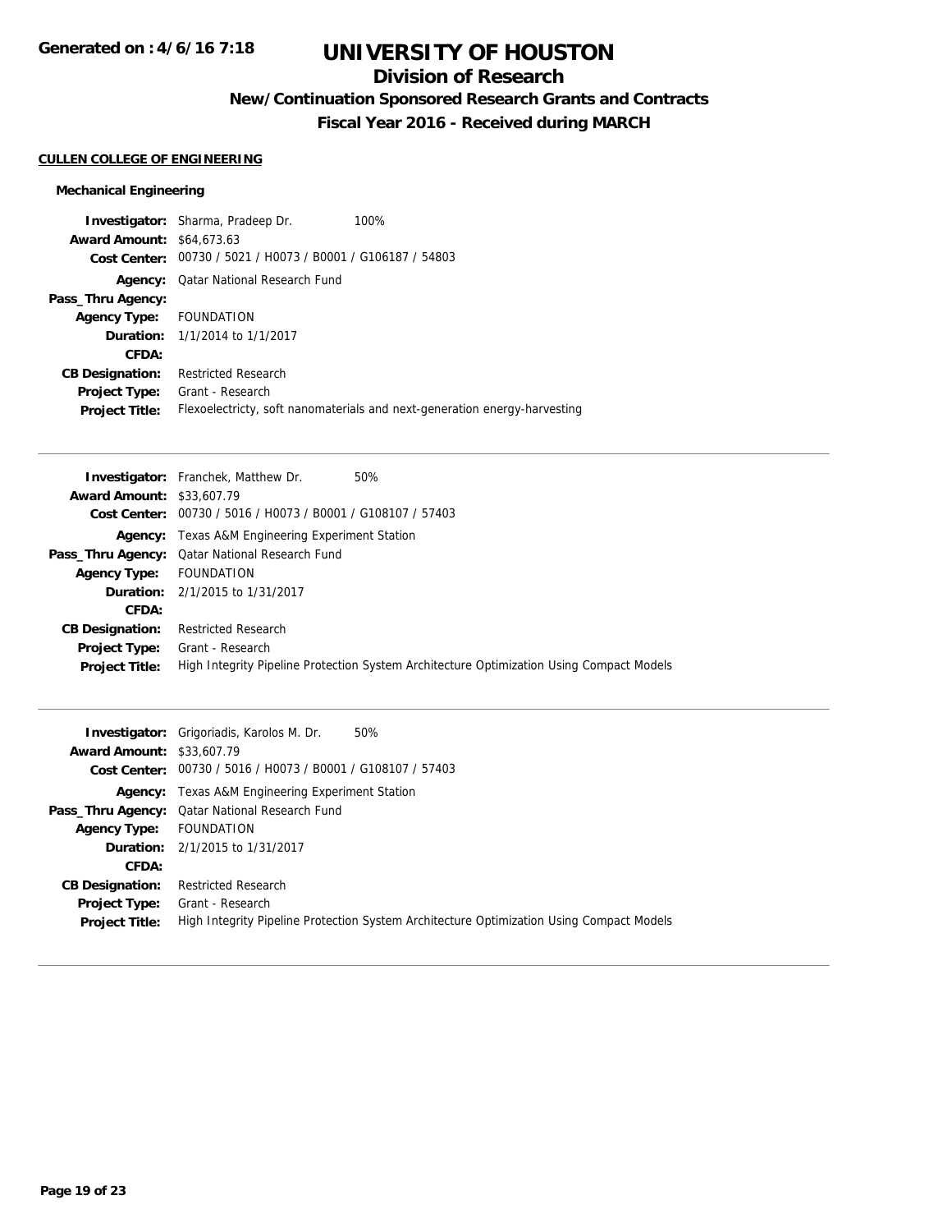# UNIVERSITY OF HOUSTON

## Division of Research

### New/Continuation Sponsored Research Grants and Contracts

### Fiscal Year 2016 - Received during MARCH

**CULLEN COLLEGE OF ENGINEERING**

#### Mechanical Engineering

**Investigator:** Sharma, Pradeep Dr. 100%
**Award Amount:** $64,673.63
**Cost Center:** 00730 / 5021 / H0073 / B0001 / G106187 / 54803
**Agency:** Qatar National Research Fund
**Pass_Thru Agency:**
**Agency Type:** FOUNDATION
**Duration:** 1/1/2014 to 1/1/2017
**CFDA:**
**CB Designation:** Restricted Research
**Project Type:** Grant - Research
**Project Title:** Flexoelectricty, soft nanomaterials and next-generation energy-harvesting

---

**Investigator:** Franchek, Matthew Dr. 50%
**Award Amount:** $33,607.79
**Cost Center:** 00730 / 5016 / H0073 / B0001 / G108107 / 57403
**Agency:** Texas A&M Engineering Experiment Station
**Pass_Thru Agency:** Qatar National Research Fund
**Agency Type:** FOUNDATION
**Duration:** 2/1/2015 to 1/31/2017
**CFDA:**
**CB Designation:** Restricted Research
**Project Type:** Grant - Research
**Project Title:** High Integrity Pipeline Protection System Architecture Optimization Using Compact Models

---

**Investigator:** Grigoriadis, Karolos M. Dr. 50%
**Award Amount:** $33,607.79
**Cost Center:** 00730 / 5016 / H0073 / B0001 / G108107 / 57403
**Agency:** Texas A&M Engineering Experiment Station
**Pass_Thru Agency:** Qatar National Research Fund
**Agency Type:** FOUNDATION
**Duration:** 2/1/2015 to 1/31/2017
**CFDA:**
**CB Designation:** Restricted Research
**Project Type:** Grant - Research
**Project Title:** High Integrity Pipeline Protection System Architecture Optimization Using Compact Models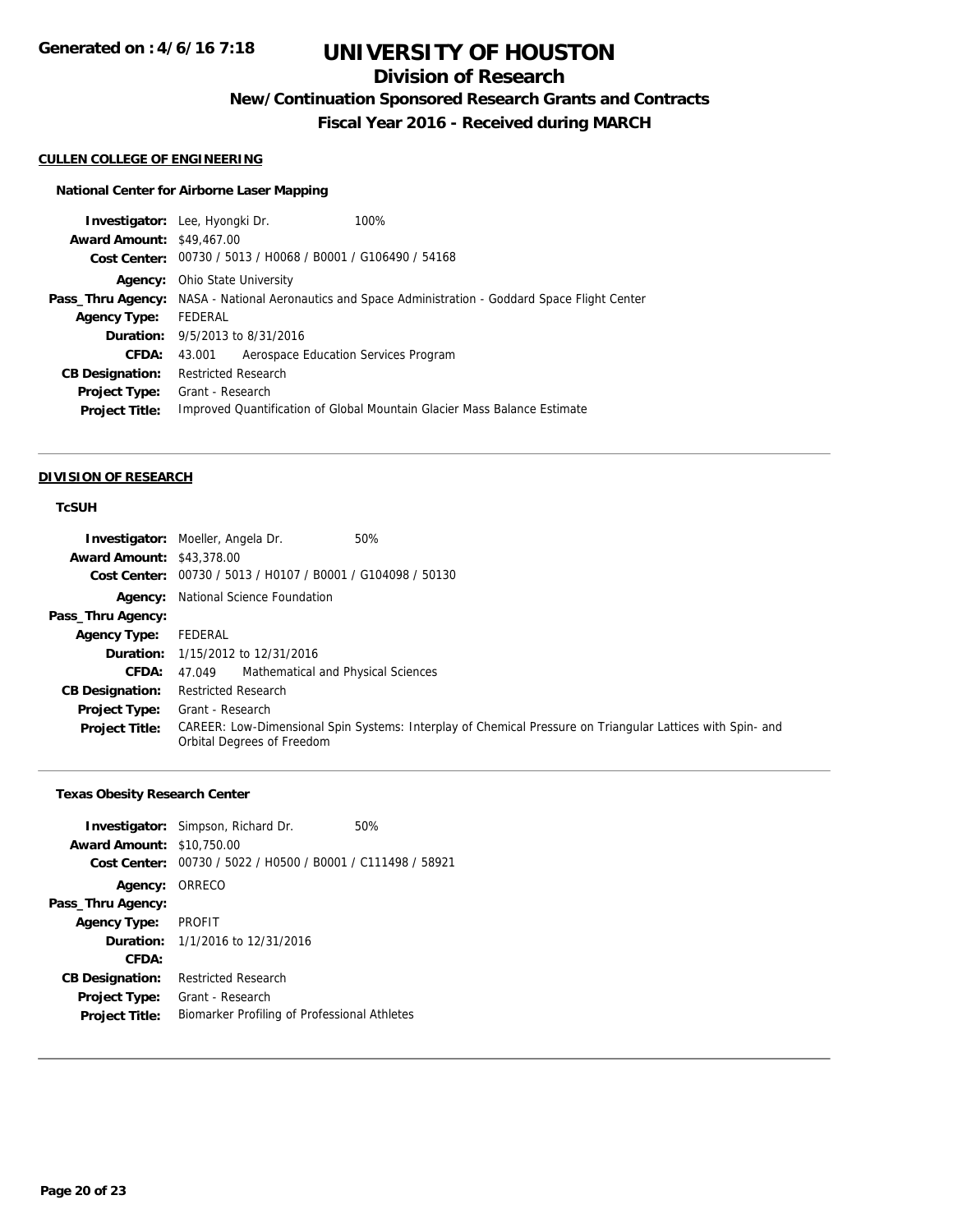**Generated on : 4/6/16 7:18**

# UNIVERSITY OF HOUSTON

## Division of Research

### New/Continuation Sponsored Research Grants and Contracts

### Fiscal Year 2016 - Received during MARCH

**CULLEN COLLEGE OF ENGINEERING**

**National Center for Airborne Laser Mapping**

**Investigator:** Lee, Hyongki Dr. 100%
**Award Amount:** $49,467.00
**Cost Center:** 00730 / 5013 / H0068 / B0001 / G106490 / 54168
**Agency:** Ohio State University
**Pass_Thru Agency:** NASA - National Aeronautics and Space Administration - Goddard Space Flight Center
**Agency Type:** FEDERAL
**Duration:** 9/5/2013 to 8/31/2016
**CFDA:** 43.001 Aerospace Education Services Program
**CB Designation:** Restricted Research
**Project Type:** Grant - Research
**Project Title:** Improved Quantification of Global Mountain Glacier Mass Balance Estimate

---

**DIVISION OF RESEARCH**

**TcSUH**

**Investigator:** Moeller, Angela Dr. 50%
**Award Amount:** $43,378.00
**Cost Center:** 00730 / 5013 / H0107 / B0001 / G104098 / 50130
**Agency:** National Science Foundation
**Pass_Thru Agency:**
**Agency Type:** FEDERAL
**Duration:** 1/15/2012 to 12/31/2016
**CFDA:** 47.049 Mathematical and Physical Sciences
**CB Designation:** Restricted Research
**Project Type:** Grant - Research
**Project Title:** CAREER: Low-Dimensional Spin Systems: Interplay of Chemical Pressure on Triangular Lattices with Spin- and Orbital Degrees of Freedom

---

**Texas Obesity Research Center**

**Investigator:** Simpson, Richard Dr. 50%
**Award Amount:** $10,750.00
**Cost Center:** 00730 / 5022 / H0500 / B0001 / C111498 / 58921
**Agency:** ORRECO
**Pass_Thru Agency:**
**Agency Type:** PROFIT
**Duration:** 1/1/2016 to 12/31/2016
**CFDA:**
**CB Designation:** Restricted Research
**Project Type:** Grant - Research
**Project Title:** Biomarker Profiling of Professional Athletes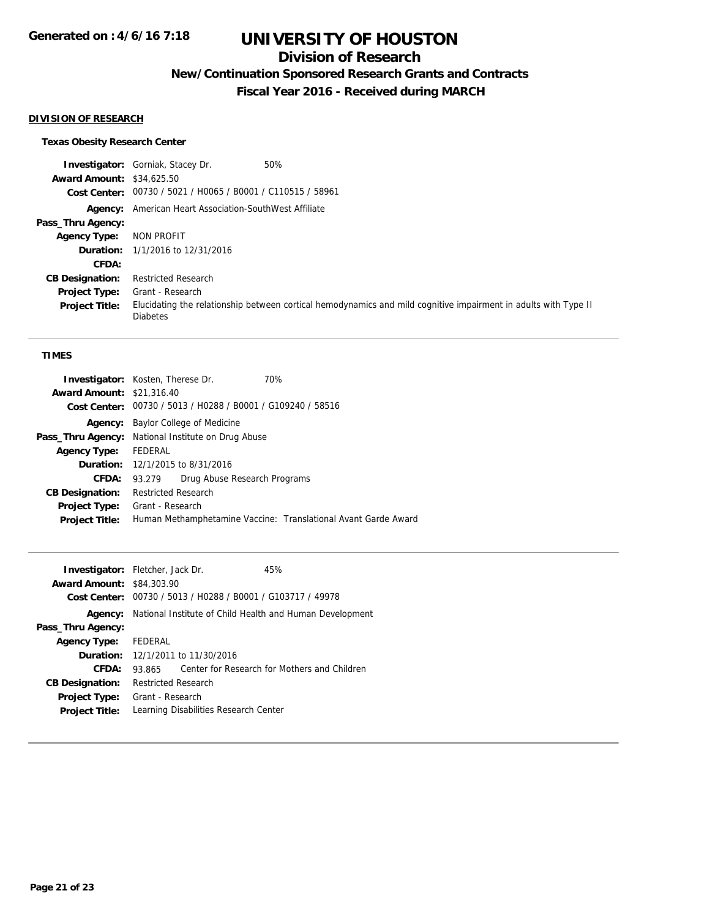# UNIVERSITY OF HOUSTON

## Division of Research

### New/Continuation Sponsored Research Grants and Contracts

### Fiscal Year 2016 - Received during MARCH

**Generated on : 4/6/16 7:18**

**DIVISION OF RESEARCH**

**Texas Obesity Research Center**

**Investigator:** Gorniak, Stacey Dr. 50%
**Award Amount:** $34,625.50
**Cost Center:** 00730 / 5021 / H0065 / B0001 / C110515 / 58961
**Agency:** American Heart Association-SouthWest Affiliate
**Pass_Thru Agency:**
**Agency Type:** NON PROFIT
**Duration:** 1/1/2016 to 12/31/2016
**CFDA:**
**CB Designation:** Restricted Research
**Project Type:** Grant - Research
**Project Title:** Elucidating the relationship between cortical hemodynamics and mild cognitive impairment in adults with Type II Diabetes

---

**TIMES**

**Investigator:** Kosten, Therese Dr. 70%
**Award Amount:** $21,316.40
**Cost Center:** 00730 / 5013 / H0288 / B0001 / G109240 / 58516
**Agency:** Baylor College of Medicine
**Pass_Thru Agency:** National Institute on Drug Abuse
**Agency Type:** FEDERAL
**Duration:** 12/1/2015 to 8/31/2016
**CFDA:** 93.279 Drug Abuse Research Programs
**CB Designation:** Restricted Research
**Project Type:** Grant - Research
**Project Title:** Human Methamphetamine Vaccine: Translational Avant Garde Award

---

**Investigator:** Fletcher, Jack Dr. 45%
**Award Amount:** $84,303.90
**Cost Center:** 00730 / 5013 / H0288 / B0001 / G103717 / 49978
**Agency:** National Institute of Child Health and Human Development
**Pass_Thru Agency:**
**Agency Type:** FEDERAL
**Duration:** 12/1/2011 to 11/30/2016
**CFDA:** 93.865 Center for Research for Mothers and Children
**CB Designation:** Restricted Research
**Project Type:** Grant - Research
**Project Title:** Learning Disabilities Research Center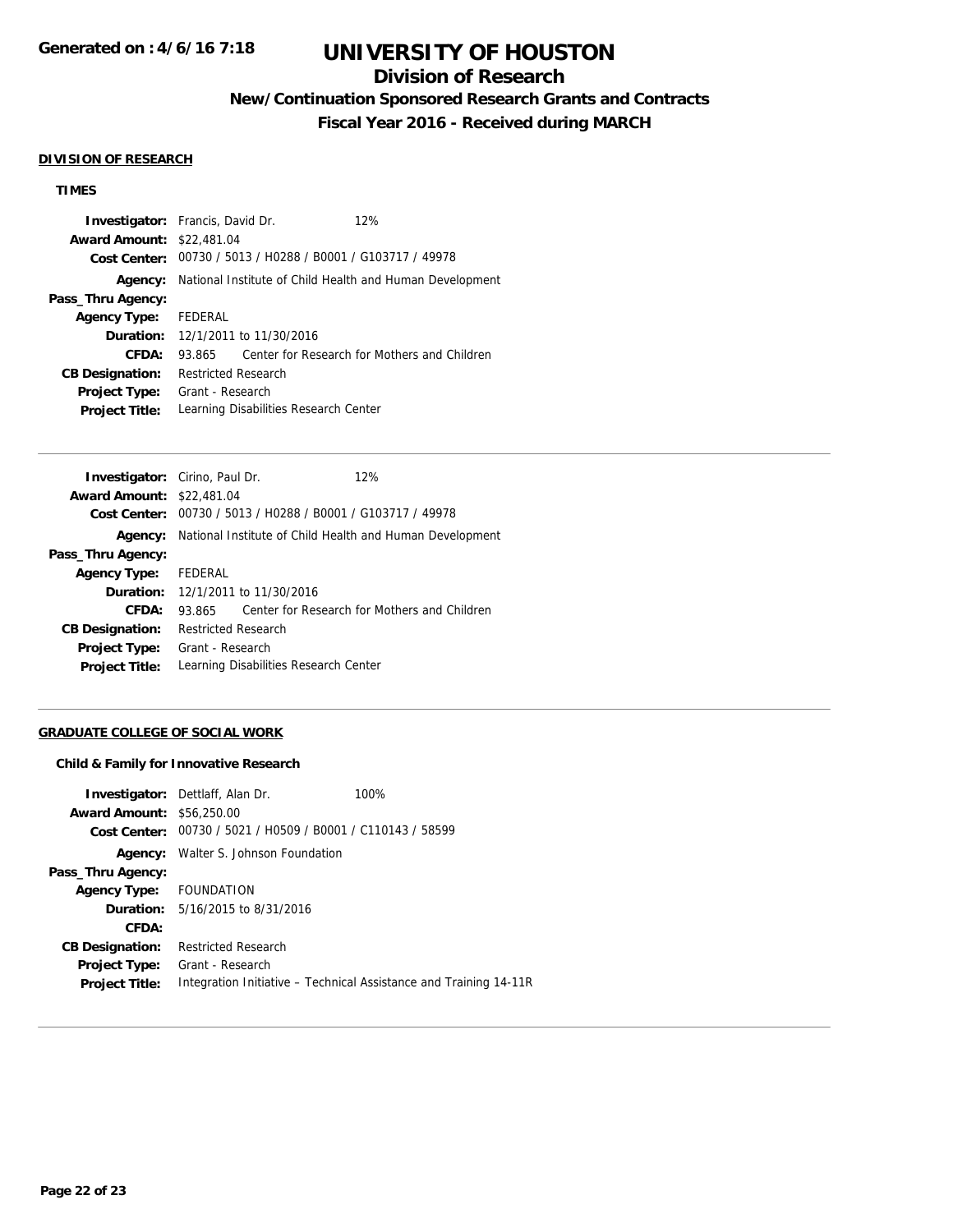# UNIVERSITY OF HOUSTON

## Division of Research

### New/Continuation Sponsored Research Grants and Contracts

### Fiscal Year 2016 - Received during MARCH

**Generated on : 4/6/16 7:18**

#### DIVISION OF RESEARCH

**TIMES**

**Investigator:** Francis, David Dr. 12%
**Award Amount:** $22,481.04
**Cost Center:** 00730 / 5013 / H0288 / B0001 / G103717 / 49978
**Agency:** National Institute of Child Health and Human Development
**Pass_Thru Agency:**
**Agency Type:** FEDERAL
**Duration:** 12/1/2011 to 11/30/2016
**CFDA:** 93.865 Center for Research for Mothers and Children
**CB Designation:** Restricted Research
**Project Type:** Grant - Research
**Project Title:** Learning Disabilities Research Center

---

**Investigator:** Cirino, Paul Dr. 12%
**Award Amount:** $22,481.04
**Cost Center:** 00730 / 5013 / H0288 / B0001 / G103717 / 49978
**Agency:** National Institute of Child Health and Human Development
**Pass_Thru Agency:**
**Agency Type:** FEDERAL
**Duration:** 12/1/2011 to 11/30/2016
**CFDA:** 93.865 Center for Research for Mothers and Children
**CB Designation:** Restricted Research
**Project Type:** Grant - Research
**Project Title:** Learning Disabilities Research Center

---

#### GRADUATE COLLEGE OF SOCIAL WORK

**Child & Family for Innovative Research**

**Investigator:** Dettlaff, Alan Dr. 100%
**Award Amount:** $56,250.00
**Cost Center:** 00730 / 5021 / H0509 / B0001 / C110143 / 58599
**Agency:** Walter S. Johnson Foundation
**Pass_Thru Agency:**
**Agency Type:** FOUNDATION
**Duration:** 5/16/2015 to 8/31/2016
**CFDA:**
**CB Designation:** Restricted Research
**Project Type:** Grant - Research
**Project Title:** Integration Initiative – Technical Assistance and Training 14-11R

---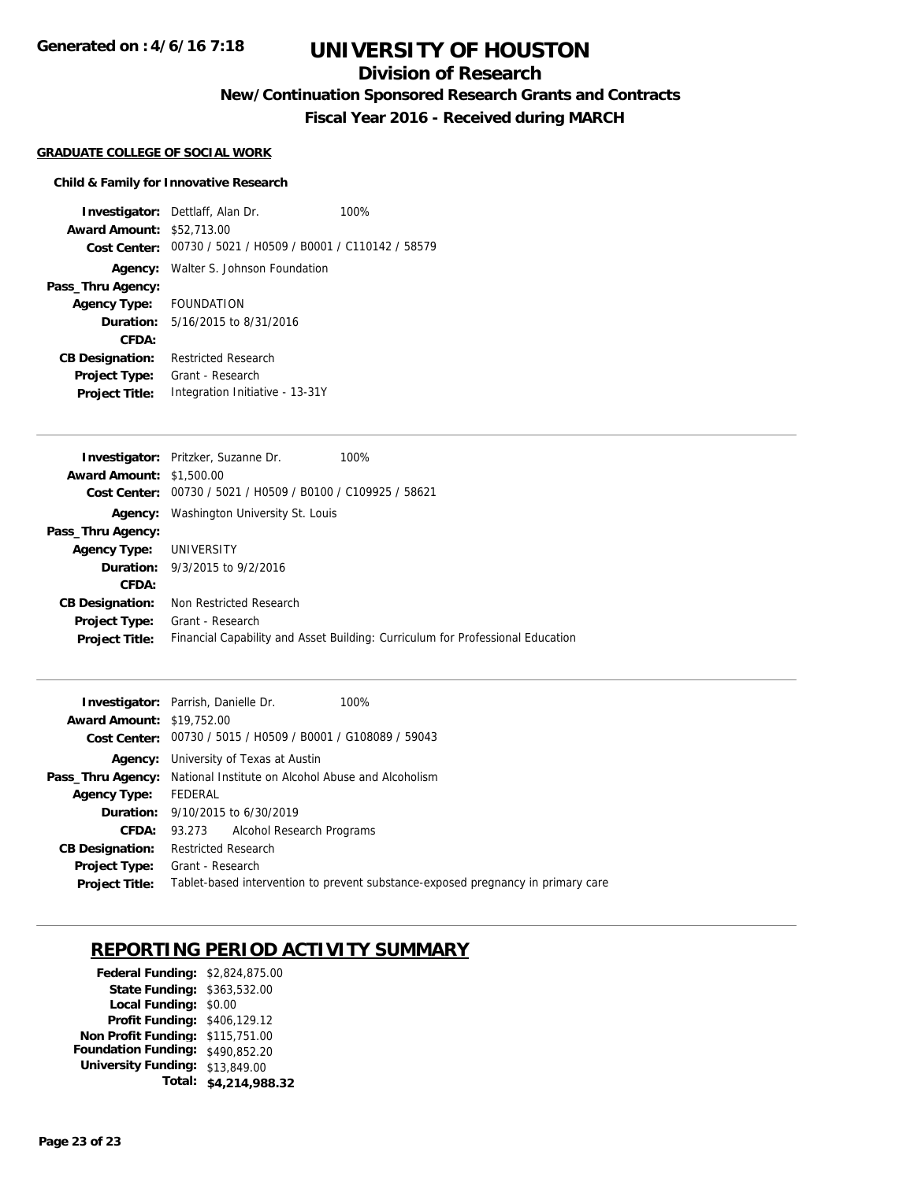#### GRADUATE COLLEGE OF SOCIAL WORK

##### Child & Family for Innovative Research

**Investigator:** Dettlaff, Alan Dr. 100%
**Award Amount:** $52,713.00
**Cost Center:** 00730 / 5021 / H0509 / B0001 / C110142 / 58579
**Agency:** Walter S. Johnson Foundation
**Pass_Thru Agency:**
**Agency Type:** FOUNDATION
**Duration:** 5/16/2015 to 8/31/2016
**CFDA:**
**CB Designation:** Restricted Research
**Project Type:** Grant - Research
**Project Title:** Integration Initiative - 13-31Y

---

**Investigator:** Pritzker, Suzanne Dr. 100%
**Award Amount:** $1,500.00
**Cost Center:** 00730 / 5021 / H0509 / B0100 / C109925 / 58621
**Agency:** Washington University St. Louis
**Pass_Thru Agency:**
**Agency Type:** UNIVERSITY
**Duration:** 9/3/2015 to 9/2/2016
**CFDA:**
**CB Designation:** Non Restricted Research
**Project Type:** Grant - Research
**Project Title:** Financial Capability and Asset Building: Curriculum for Professional Education

---

**Investigator:** Parrish, Danielle Dr. 100%
**Award Amount:** $19,752.00
**Cost Center:** 00730 / 5015 / H0509 / B0001 / G108089 / 59043
**Agency:** University of Texas at Austin
**Pass_Thru Agency:** National Institute on Alcohol Abuse and Alcoholism
**Agency Type:** FEDERAL
**Duration:** 9/10/2015 to 6/30/2019
**CFDA:** 93.273 Alcohol Research Programs
**CB Designation:** Restricted Research
**Project Type:** Grant - Research
**Project Title:** Tablet-based intervention to prevent substance-exposed pregnancy in primary care

---

## REPORTING PERIOD ACTIVITY SUMMARY

**Federal Funding:** $2,824,875.00
**State Funding:** $363,532.00
**Local Funding:** $0.00
**Profit Funding:** $406,129.12
**Non Profit Funding:** $115,751.00
**Foundation Funding:** $490,852.20
**University Funding:** $13,849.00
**Total:** **$4,214,988.32**